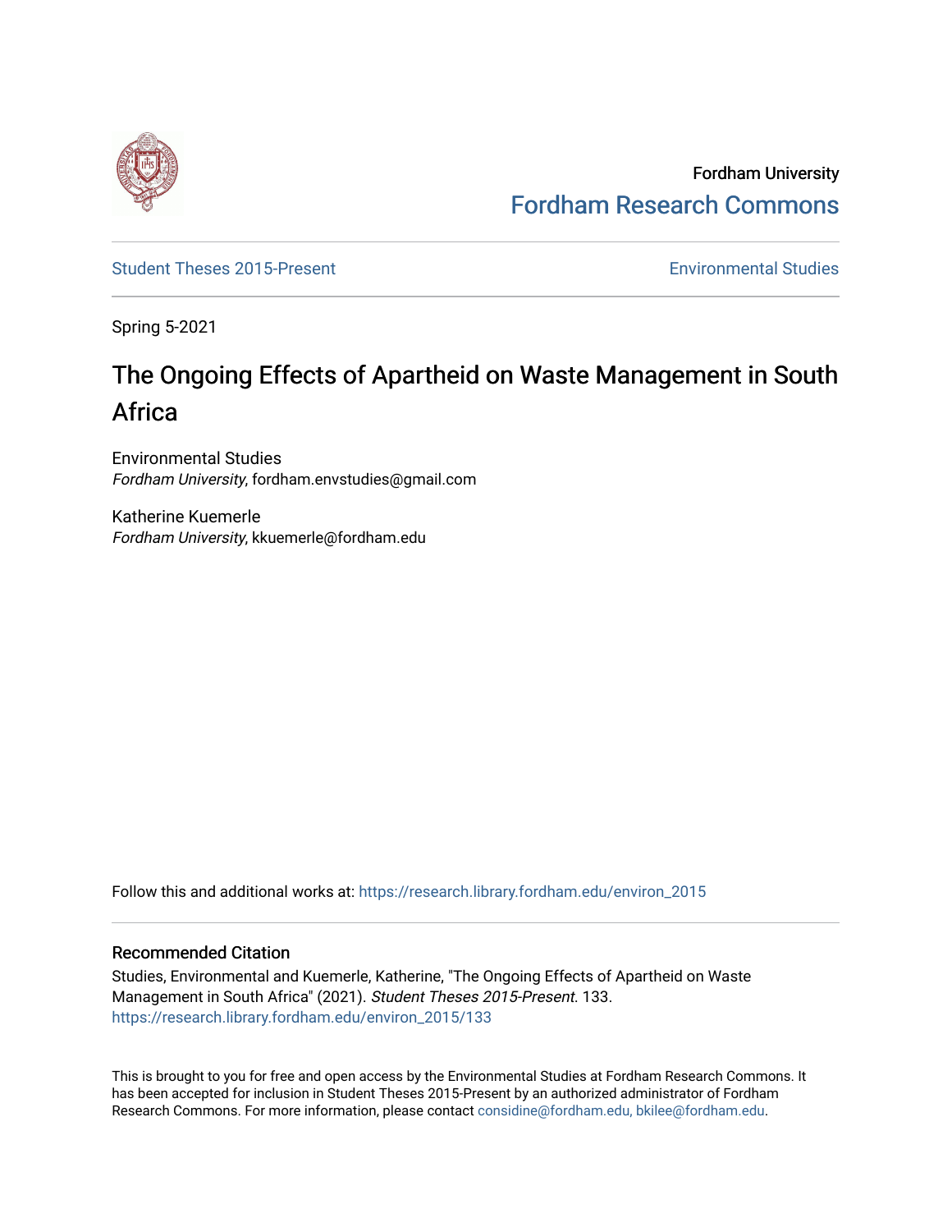Fordham University

[Fordham Research Commons](https://research.library.fordham.edu/)

[Student Theses 2015-Present](https://research.library.fordham.edu/environ_2015) | [Environmental Studies](https://research.library.fordham.edu/environ)

Spring 5-2021

# The Ongoing Effects of Apartheid on Waste Management in South Africa

Environmental Studies
*Fordham University*, fordham.envstudies@gmail.com

Katherine Kuemerle
*Fordham University*, kkuemerle@fordham.edu

Follow this and additional works at: https://research.library.fordham.edu/environ_2015

## Recommended Citation

Studies, Environmental and Kuemerle, Katherine, "The Ongoing Effects of Apartheid on Waste Management in South Africa" (2021). *Student Theses 2015-Present*. 133.
https://research.library.fordham.edu/environ_2015/133

This is brought to you for free and open access by the Environmental Studies at Fordham Research Commons. It has been accepted for inclusion in Student Theses 2015-Present by an authorized administrator of Fordham Research Commons. For more information, please contact considine@fordham.edu, bkilee@fordham.edu.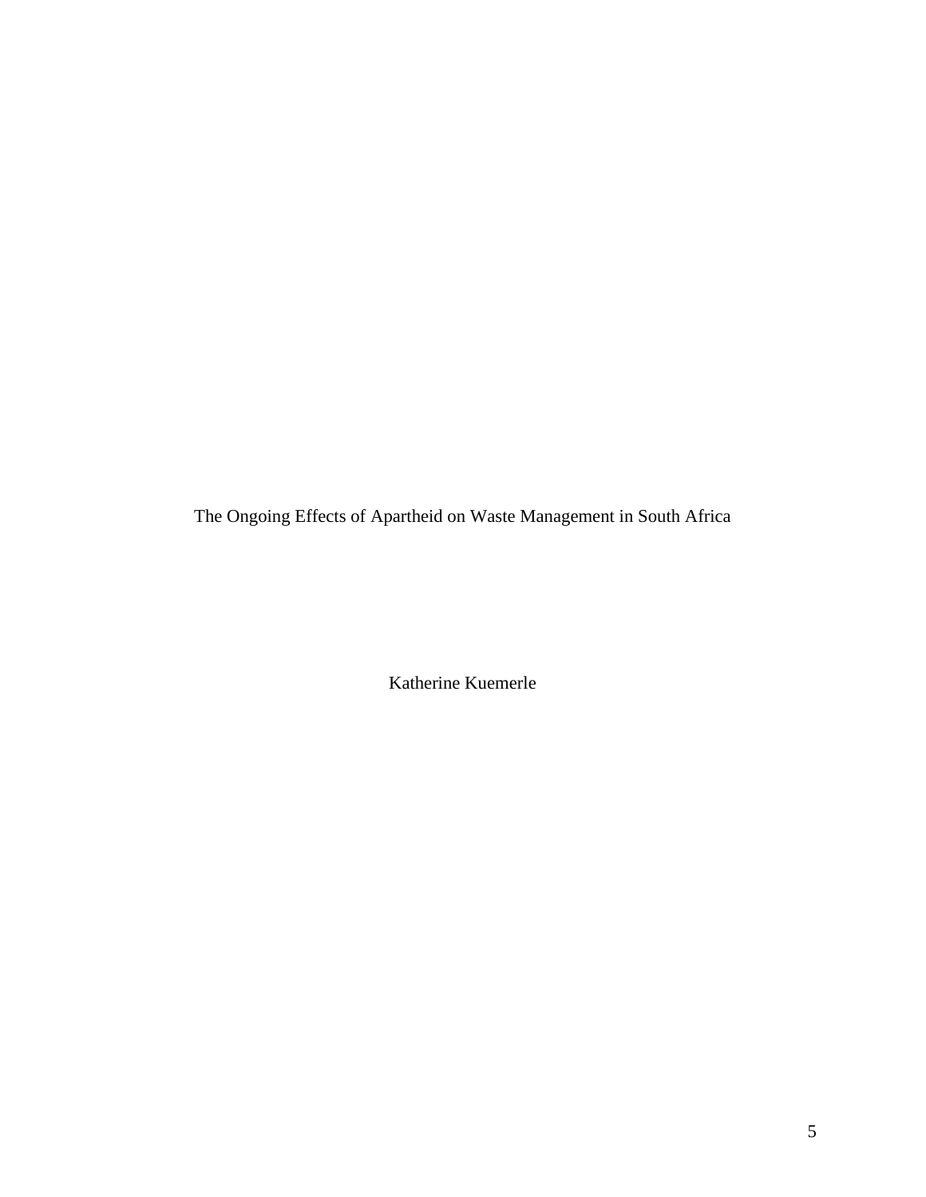The Ongoing Effects of Apartheid on Waste Management in South Africa

Katherine Kuemerle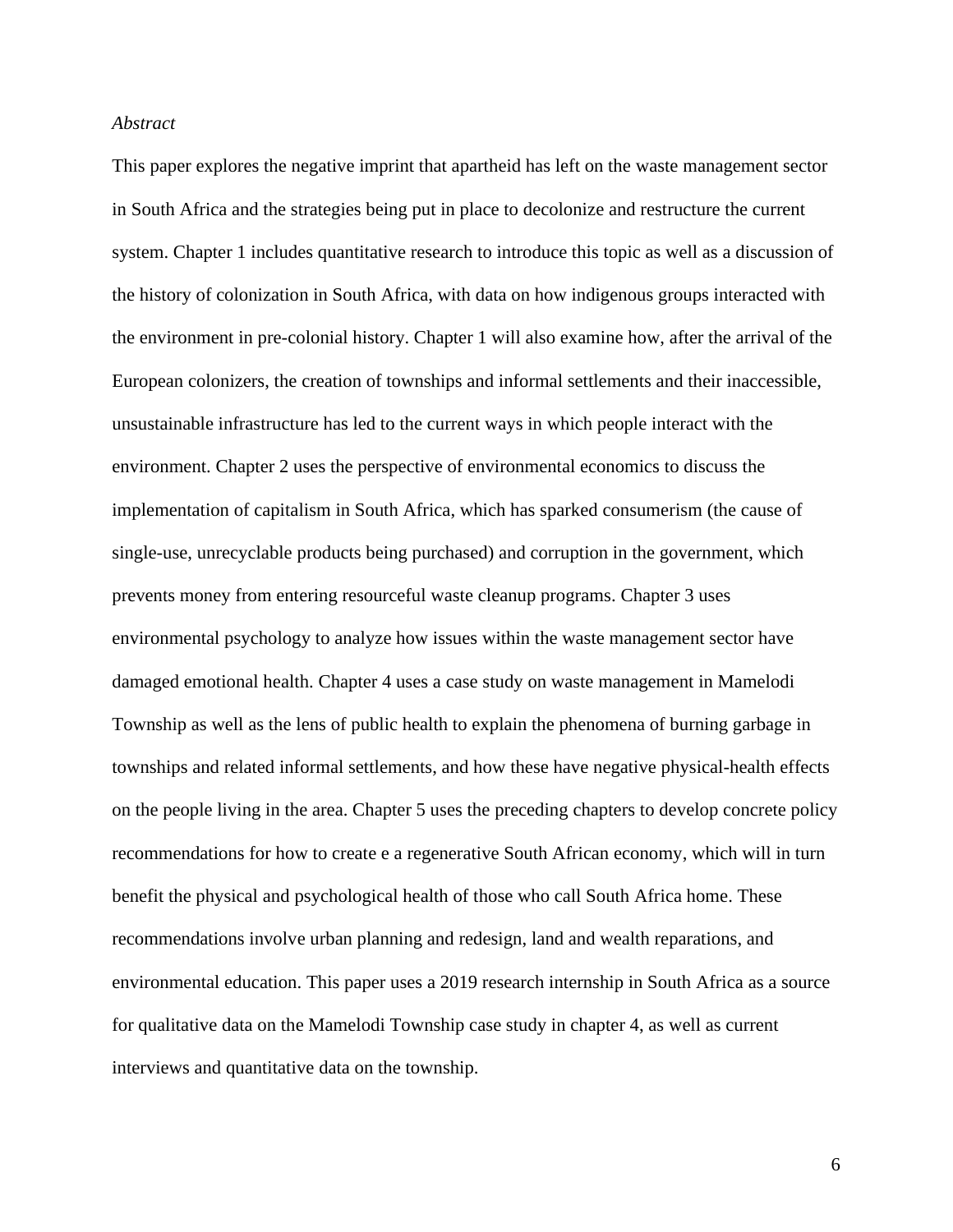*Abstract*

This paper explores the negative imprint that apartheid has left on the waste management sector in South Africa and the strategies being put in place to decolonize and restructure the current system. Chapter 1 includes quantitative research to introduce this topic as well as a discussion of the history of colonization in South Africa, with data on how indigenous groups interacted with the environment in pre-colonial history. Chapter 1 will also examine how, after the arrival of the European colonizers, the creation of townships and informal settlements and their inaccessible, unsustainable infrastructure has led to the current ways in which people interact with the environment. Chapter 2 uses the perspective of environmental economics to discuss the implementation of capitalism in South Africa, which has sparked consumerism (the cause of single-use, unrecyclable products being purchased) and corruption in the government, which prevents money from entering resourceful waste cleanup programs. Chapter 3 uses environmental psychology to analyze how issues within the waste management sector have damaged emotional health. Chapter 4 uses a case study on waste management in Mamelodi Township as well as the lens of public health to explain the phenomena of burning garbage in townships and related informal settlements, and how these have negative physical-health effects on the people living in the area. Chapter 5 uses the preceding chapters to develop concrete policy recommendations for how to create e a regenerative South African economy, which will in turn benefit the physical and psychological health of those who call South Africa home. These recommendations involve urban planning and redesign, land and wealth reparations, and environmental education. This paper uses a 2019 research internship in South Africa as a source for qualitative data on the Mamelodi Township case study in chapter 4, as well as current interviews and quantitative data on the township.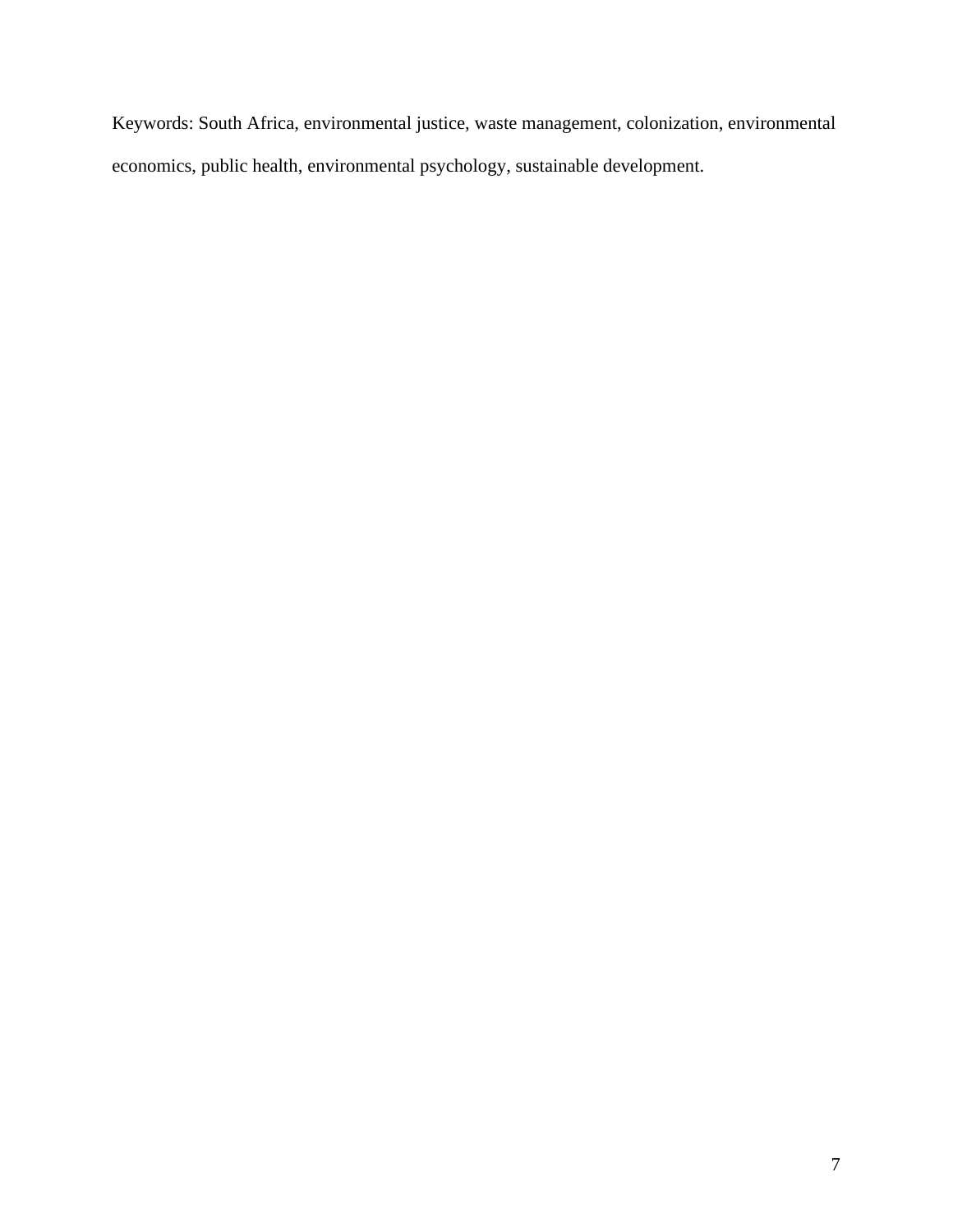Keywords: South Africa, environmental justice, waste management, colonization, environmental economics, public health, environmental psychology, sustainable development.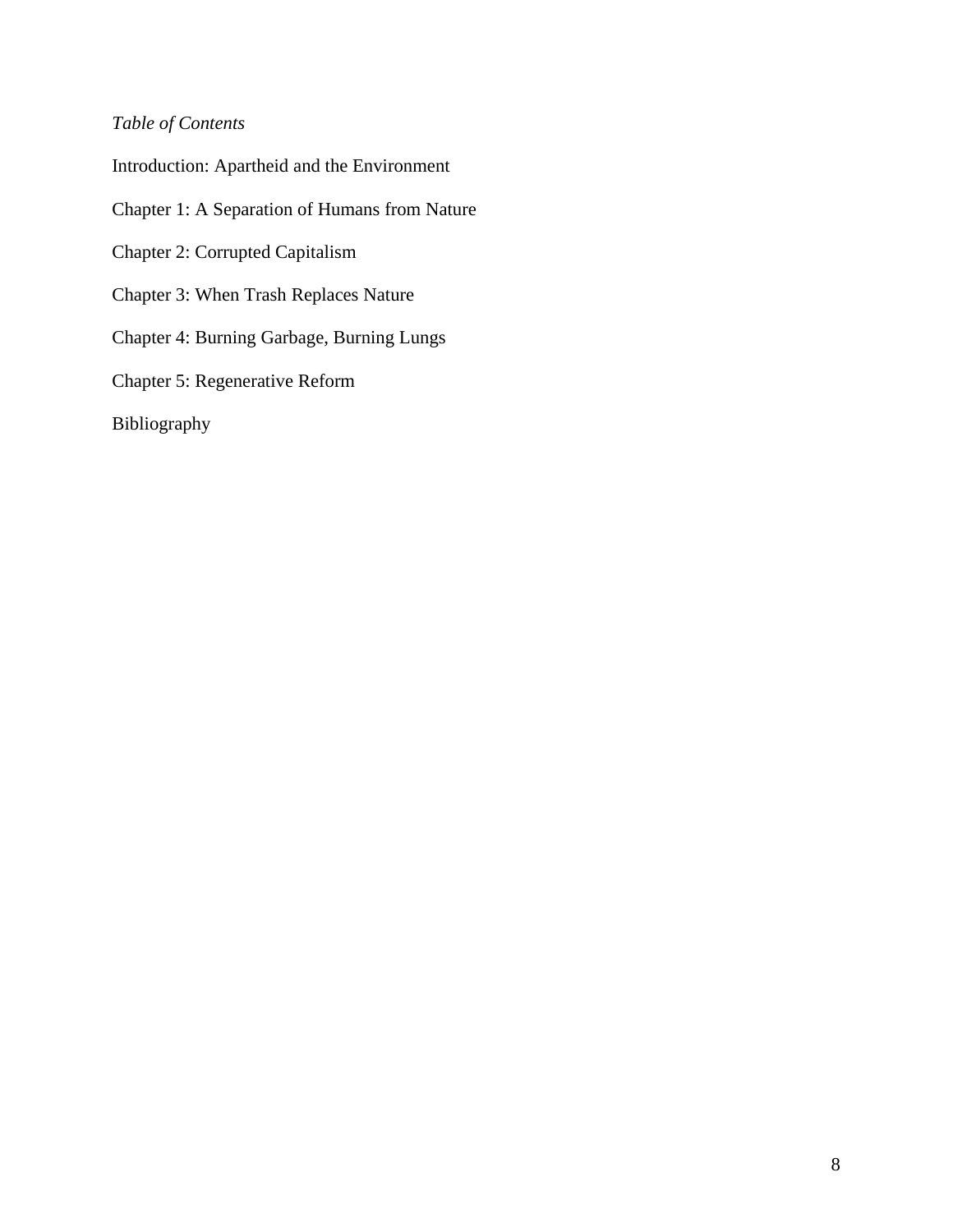*Table of Contents*

Introduction: Apartheid and the Environment

Chapter 1: A Separation of Humans from Nature

Chapter 2: Corrupted Capitalism

Chapter 3: When Trash Replaces Nature

Chapter 4: Burning Garbage, Burning Lungs

Chapter 5: Regenerative Reform

Bibliography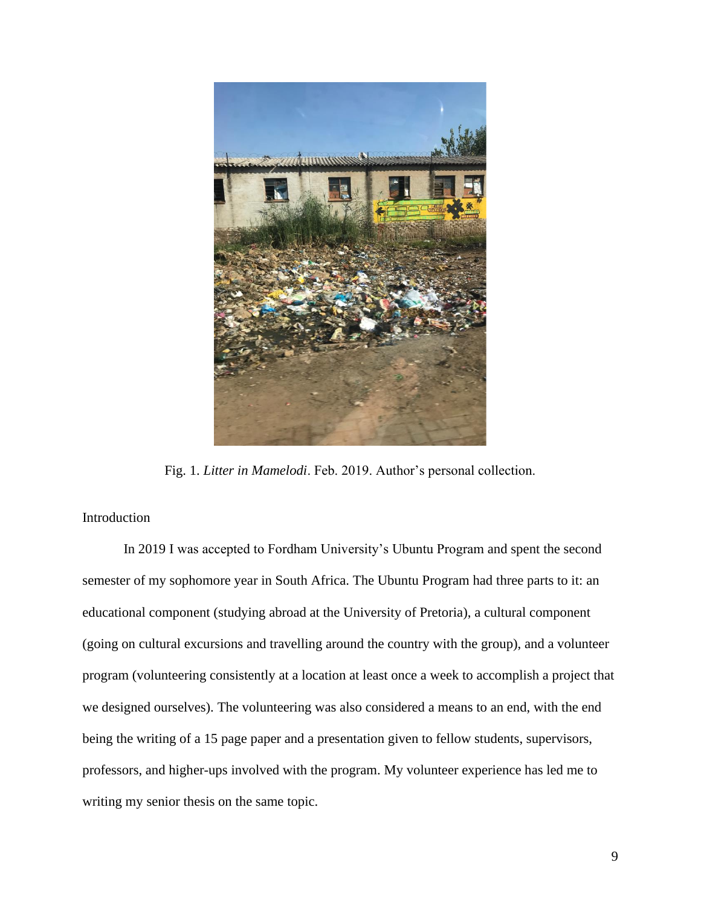Fig. 1. *Litter in Mamelodi*. Feb. 2019. Author's personal collection.

## Introduction

In 2019 I was accepted to Fordham University's Ubuntu Program and spent the second semester of my sophomore year in South Africa. The Ubuntu Program had three parts to it: an educational component (studying abroad at the University of Pretoria), a cultural component (going on cultural excursions and travelling around the country with the group), and a volunteer program (volunteering consistently at a location at least once a week to accomplish a project that we designed ourselves). The volunteering was also considered a means to an end, with the end being the writing of a 15 page paper and a presentation given to fellow students, supervisors, professors, and higher-ups involved with the program. My volunteer experience has led me to writing my senior thesis on the same topic.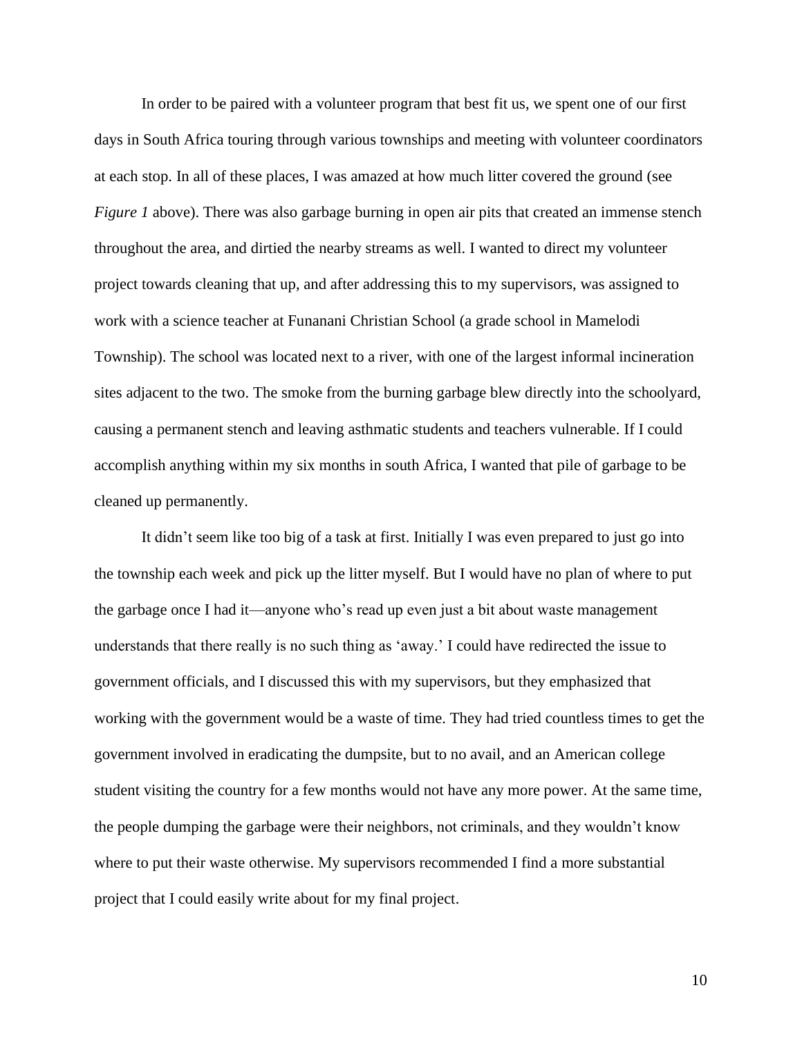In order to be paired with a volunteer program that best fit us, we spent one of our first days in South Africa touring through various townships and meeting with volunteer coordinators at each stop. In all of these places, I was amazed at how much litter covered the ground (see *Figure 1* above). There was also garbage burning in open air pits that created an immense stench throughout the area, and dirtied the nearby streams as well. I wanted to direct my volunteer project towards cleaning that up, and after addressing this to my supervisors, was assigned to work with a science teacher at Funanani Christian School (a grade school in Mamelodi Township). The school was located next to a river, with one of the largest informal incineration sites adjacent to the two. The smoke from the burning garbage blew directly into the schoolyard, causing a permanent stench and leaving asthmatic students and teachers vulnerable. If I could accomplish anything within my six months in south Africa, I wanted that pile of garbage to be cleaned up permanently.

It didn't seem like too big of a task at first. Initially I was even prepared to just go into the township each week and pick up the litter myself. But I would have no plan of where to put the garbage once I had it—anyone who's read up even just a bit about waste management understands that there really is no such thing as 'away.' I could have redirected the issue to government officials, and I discussed this with my supervisors, but they emphasized that working with the government would be a waste of time. They had tried countless times to get the government involved in eradicating the dumpsite, but to no avail, and an American college student visiting the country for a few months would not have any more power. At the same time, the people dumping the garbage were their neighbors, not criminals, and they wouldn't know where to put their waste otherwise. My supervisors recommended I find a more substantial project that I could easily write about for my final project.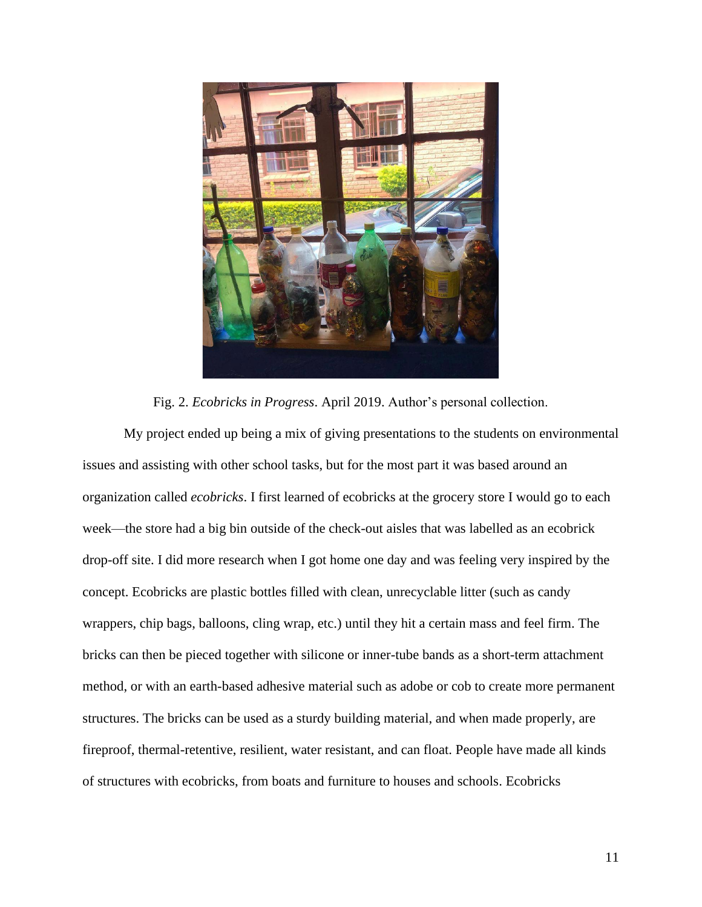Fig. 2. *Ecobricks in Progress*. April 2019. Author's personal collection.

My project ended up being a mix of giving presentations to the students on environmental issues and assisting with other school tasks, but for the most part it was based around an organization called *ecobricks*. I first learned of ecobricks at the grocery store I would go to each week—the store had a big bin outside of the check-out aisles that was labelled as an ecobrick drop-off site. I did more research when I got home one day and was feeling very inspired by the concept. Ecobricks are plastic bottles filled with clean, unrecyclable litter (such as candy wrappers, chip bags, balloons, cling wrap, etc.) until they hit a certain mass and feel firm. The bricks can then be pieced together with silicone or inner-tube bands as a short-term attachment method, or with an earth-based adhesive material such as adobe or cob to create more permanent structures. The bricks can be used as a sturdy building material, and when made properly, are fireproof, thermal-retentive, resilient, water resistant, and can float. People have made all kinds of structures with ecobricks, from boats and furniture to houses and schools. Ecobricks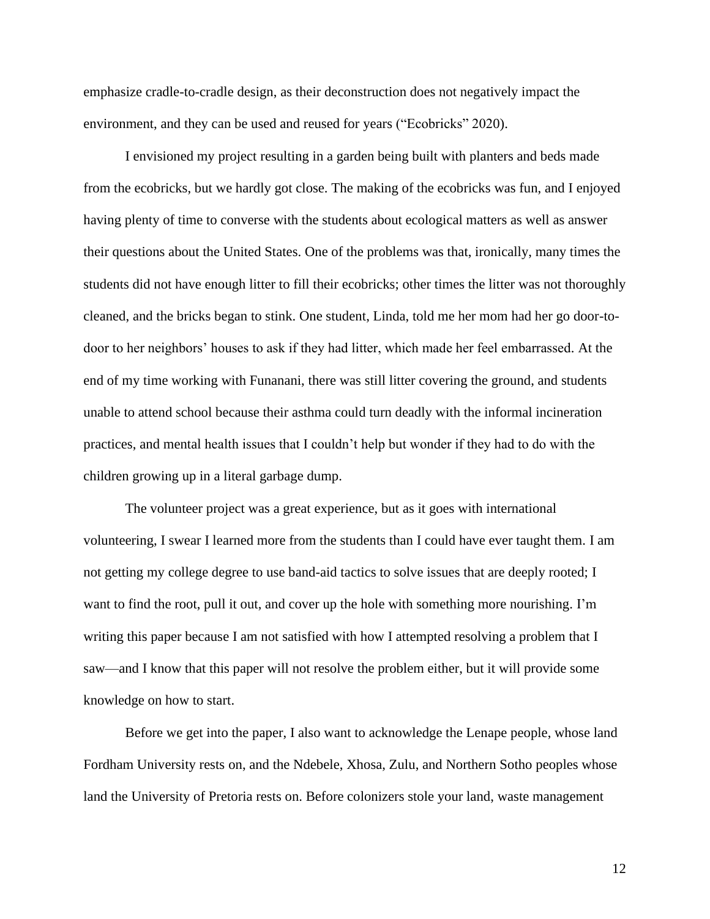emphasize cradle-to-cradle design, as their deconstruction does not negatively impact the environment, and they can be used and reused for years ("Ecobricks" 2020).

I envisioned my project resulting in a garden being built with planters and beds made from the ecobricks, but we hardly got close. The making of the ecobricks was fun, and I enjoyed having plenty of time to converse with the students about ecological matters as well as answer their questions about the United States. One of the problems was that, ironically, many times the students did not have enough litter to fill their ecobricks; other times the litter was not thoroughly cleaned, and the bricks began to stink. One student, Linda, told me her mom had her go door-to-door to her neighbors' houses to ask if they had litter, which made her feel embarrassed. At the end of my time working with Funanani, there was still litter covering the ground, and students unable to attend school because their asthma could turn deadly with the informal incineration practices, and mental health issues that I couldn't help but wonder if they had to do with the children growing up in a literal garbage dump.

The volunteer project was a great experience, but as it goes with international volunteering, I swear I learned more from the students than I could have ever taught them. I am not getting my college degree to use band-aid tactics to solve issues that are deeply rooted; I want to find the root, pull it out, and cover up the hole with something more nourishing. I'm writing this paper because I am not satisfied with how I attempted resolving a problem that I saw—and I know that this paper will not resolve the problem either, but it will provide some knowledge on how to start.

Before we get into the paper, I also want to acknowledge the Lenape people, whose land Fordham University rests on, and the Ndebele, Xhosa, Zulu, and Northern Sotho peoples whose land the University of Pretoria rests on. Before colonizers stole your land, waste management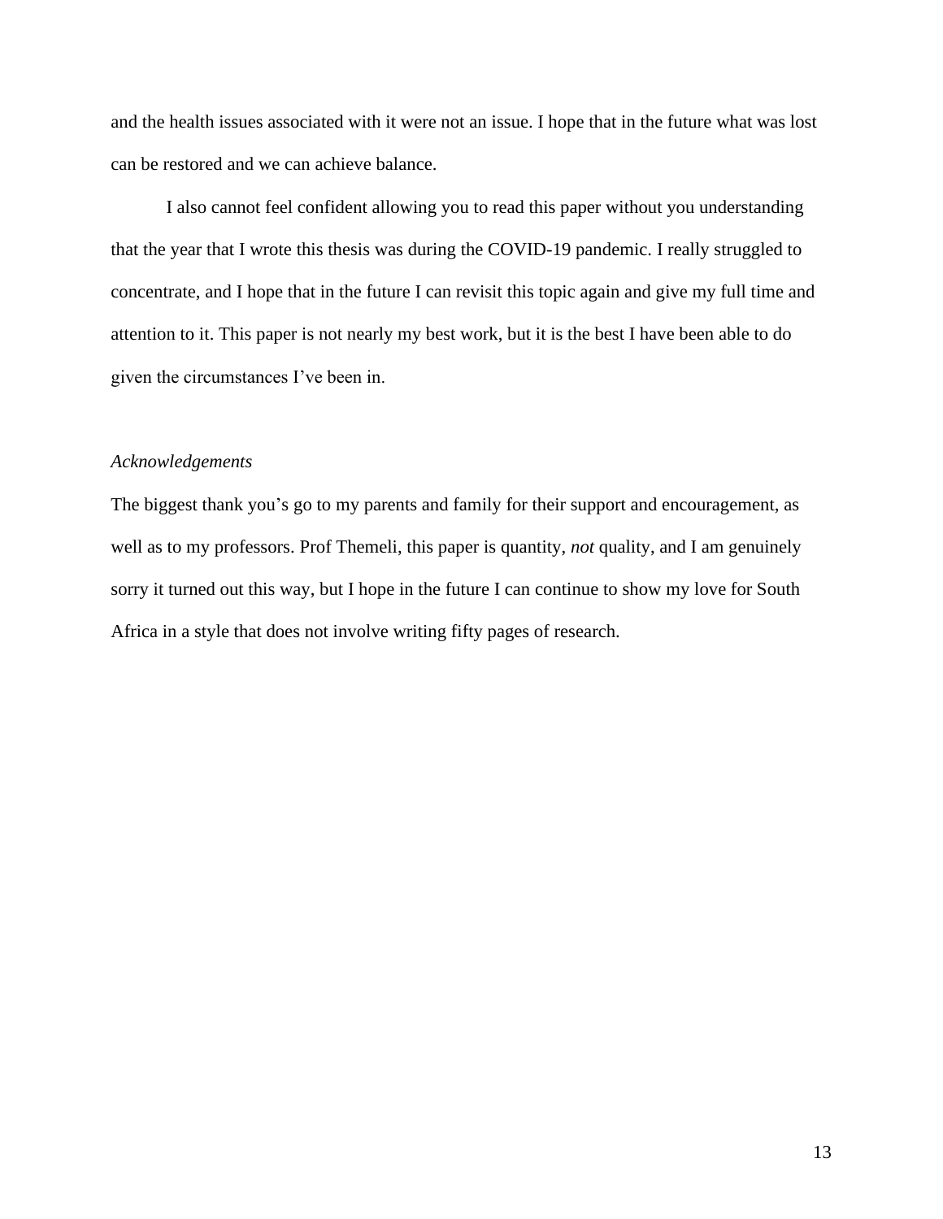and the health issues associated with it were not an issue. I hope that in the future what was lost can be restored and we can achieve balance.

I also cannot feel confident allowing you to read this paper without you understanding that the year that I wrote this thesis was during the COVID-19 pandemic. I really struggled to concentrate, and I hope that in the future I can revisit this topic again and give my full time and attention to it. This paper is not nearly my best work, but it is the best I have been able to do given the circumstances I've been in.

*Acknowledgements*

The biggest thank you's go to my parents and family for their support and encouragement, as well as to my professors. Prof Themeli, this paper is quantity, *not* quality, and I am genuinely sorry it turned out this way, but I hope in the future I can continue to show my love for South Africa in a style that does not involve writing fifty pages of research.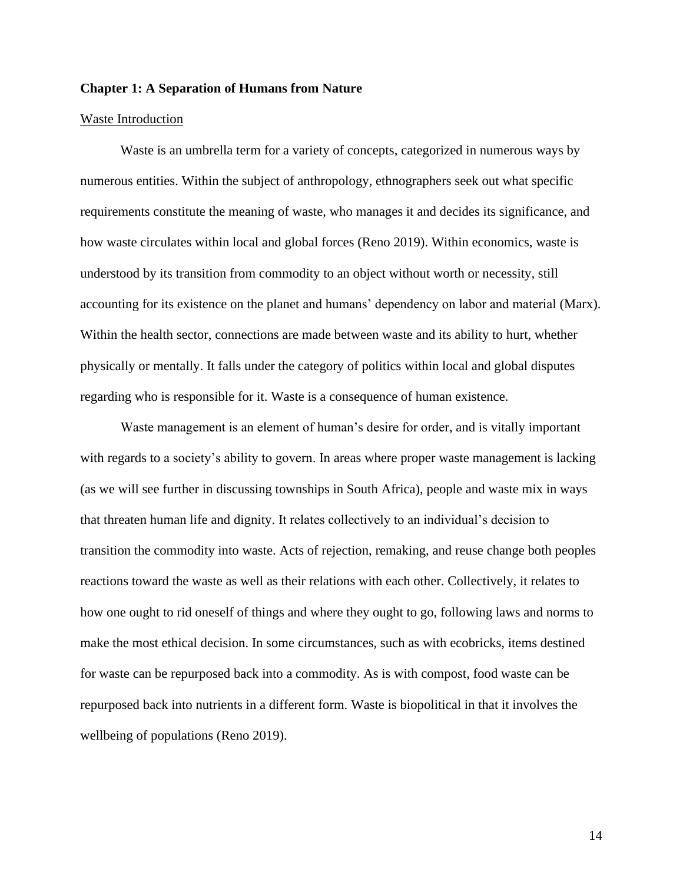## Chapter 1: A Separation of Humans from Nature

### Waste Introduction

Waste is an umbrella term for a variety of concepts, categorized in numerous ways by numerous entities. Within the subject of anthropology, ethnographers seek out what specific requirements constitute the meaning of waste, who manages it and decides its significance, and how waste circulates within local and global forces (Reno 2019). Within economics, waste is understood by its transition from commodity to an object without worth or necessity, still accounting for its existence on the planet and humans' dependency on labor and material (Marx). Within the health sector, connections are made between waste and its ability to hurt, whether physically or mentally. It falls under the category of politics within local and global disputes regarding who is responsible for it. Waste is a consequence of human existence.

Waste management is an element of human's desire for order, and is vitally important with regards to a society's ability to govern. In areas where proper waste management is lacking (as we will see further in discussing townships in South Africa), people and waste mix in ways that threaten human life and dignity. It relates collectively to an individual's decision to transition the commodity into waste. Acts of rejection, remaking, and reuse change both peoples reactions toward the waste as well as their relations with each other. Collectively, it relates to how one ought to rid oneself of things and where they ought to go, following laws and norms to make the most ethical decision. In some circumstances, such as with ecobricks, items destined for waste can be repurposed back into a commodity. As is with compost, food waste can be repurposed back into nutrients in a different form. Waste is biopolitical in that it involves the wellbeing of populations (Reno 2019).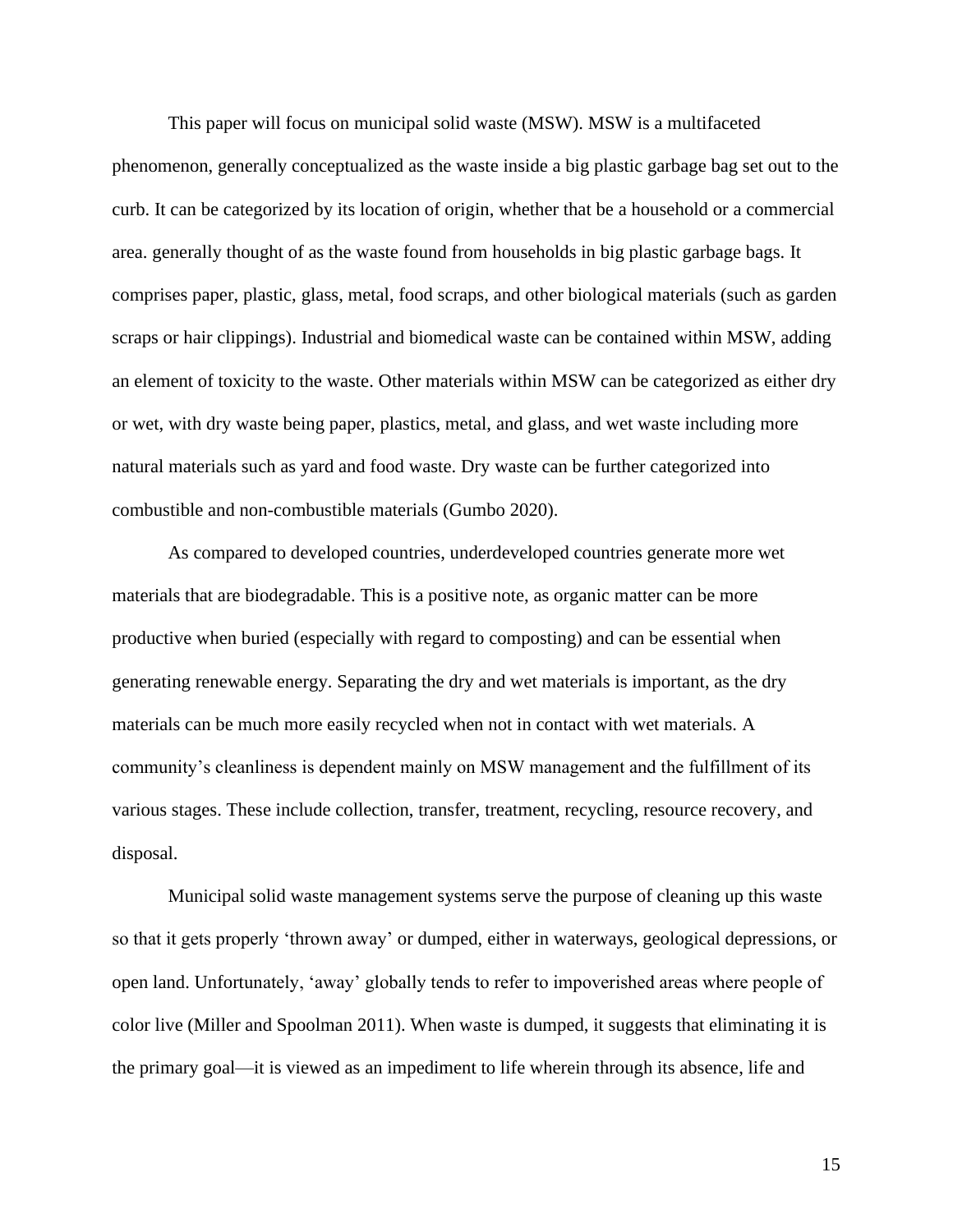This paper will focus on municipal solid waste (MSW). MSW is a multifaceted phenomenon, generally conceptualized as the waste inside a big plastic garbage bag set out to the curb. It can be categorized by its location of origin, whether that be a household or a commercial area. generally thought of as the waste found from households in big plastic garbage bags. It comprises paper, plastic, glass, metal, food scraps, and other biological materials (such as garden scraps or hair clippings). Industrial and biomedical waste can be contained within MSW, adding an element of toxicity to the waste. Other materials within MSW can be categorized as either dry or wet, with dry waste being paper, plastics, metal, and glass, and wet waste including more natural materials such as yard and food waste. Dry waste can be further categorized into combustible and non-combustible materials (Gumbo 2020).

As compared to developed countries, underdeveloped countries generate more wet materials that are biodegradable. This is a positive note, as organic matter can be more productive when buried (especially with regard to composting) and can be essential when generating renewable energy. Separating the dry and wet materials is important, as the dry materials can be much more easily recycled when not in contact with wet materials. A community's cleanliness is dependent mainly on MSW management and the fulfillment of its various stages. These include collection, transfer, treatment, recycling, resource recovery, and disposal.

Municipal solid waste management systems serve the purpose of cleaning up this waste so that it gets properly 'thrown away' or dumped, either in waterways, geological depressions, or open land. Unfortunately, 'away' globally tends to refer to impoverished areas where people of color live (Miller and Spoolman 2011). When waste is dumped, it suggests that eliminating it is the primary goal—it is viewed as an impediment to life wherein through its absence, life and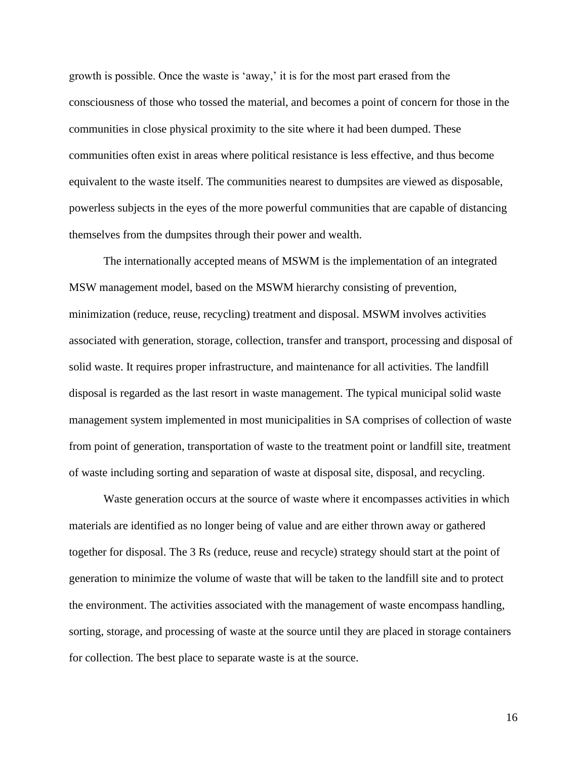growth is possible. Once the waste is 'away,' it is for the most part erased from the consciousness of those who tossed the material, and becomes a point of concern for those in the communities in close physical proximity to the site where it had been dumped. These communities often exist in areas where political resistance is less effective, and thus become equivalent to the waste itself. The communities nearest to dumpsites are viewed as disposable, powerless subjects in the eyes of the more powerful communities that are capable of distancing themselves from the dumpsites through their power and wealth.

The internationally accepted means of MSWM is the implementation of an integrated MSW management model, based on the MSWM hierarchy consisting of prevention, minimization (reduce, reuse, recycling) treatment and disposal. MSWM involves activities associated with generation, storage, collection, transfer and transport, processing and disposal of solid waste. It requires proper infrastructure, and maintenance for all activities. The landfill disposal is regarded as the last resort in waste management. The typical municipal solid waste management system implemented in most municipalities in SA comprises of collection of waste from point of generation, transportation of waste to the treatment point or landfill site, treatment of waste including sorting and separation of waste at disposal site, disposal, and recycling.

Waste generation occurs at the source of waste where it encompasses activities in which materials are identified as no longer being of value and are either thrown away or gathered together for disposal. The 3 Rs (reduce, reuse and recycle) strategy should start at the point of generation to minimize the volume of waste that will be taken to the landfill site and to protect the environment. The activities associated with the management of waste encompass handling, sorting, storage, and processing of waste at the source until they are placed in storage containers for collection. The best place to separate waste is at the source.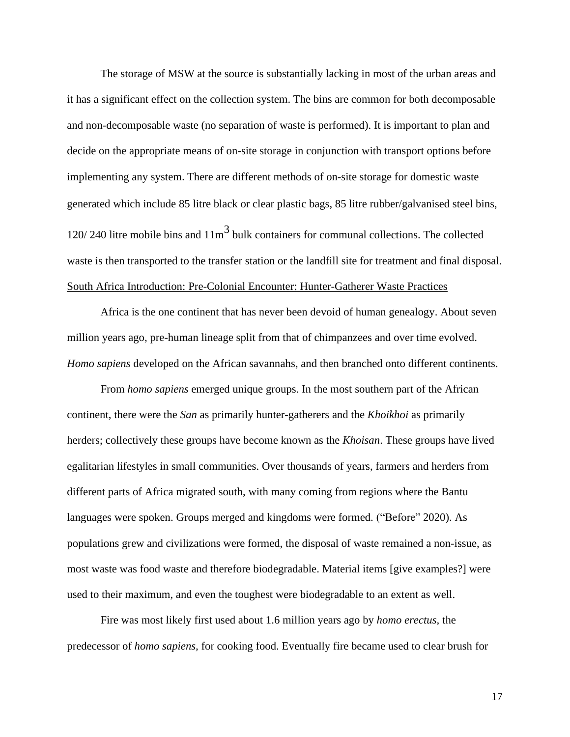The storage of MSW at the source is substantially lacking in most of the urban areas and it has a significant effect on the collection system. The bins are common for both decomposable and non-decomposable waste (no separation of waste is performed). It is important to plan and decide on the appropriate means of on-site storage in conjunction with transport options before implementing any system. There are different methods of on-site storage for domestic waste generated which include 85 litre black or clear plastic bags, 85 litre rubber/galvanised steel bins, 120/ 240 litre mobile bins and $11m^3$ bulk containers for communal collections. The collected waste is then transported to the transfer station or the landfill site for treatment and final disposal.

<u>South Africa Introduction: Pre-Colonial Encounter: Hunter-Gatherer Waste Practices</u>

Africa is the one continent that has never been devoid of human genealogy. About seven million years ago, pre-human lineage split from that of chimpanzees and over time evolved. *Homo sapiens* developed on the African savannahs, and then branched onto different continents.

From *homo sapiens* emerged unique groups. In the most southern part of the African continent, there were the *San* as primarily hunter-gatherers and the *Khoikhoi* as primarily herders; collectively these groups have become known as the *Khoisan*. These groups have lived egalitarian lifestyles in small communities. Over thousands of years, farmers and herders from different parts of Africa migrated south, with many coming from regions where the Bantu languages were spoken. Groups merged and kingdoms were formed. ("Before" 2020). As populations grew and civilizations were formed, the disposal of waste remained a non-issue, as most waste was food waste and therefore biodegradable. Material items [give examples?] were used to their maximum, and even the toughest were biodegradable to an extent as well.

Fire was most likely first used about 1.6 million years ago by *homo erectus*, the predecessor of *homo sapiens*, for cooking food. Eventually fire became used to clear brush for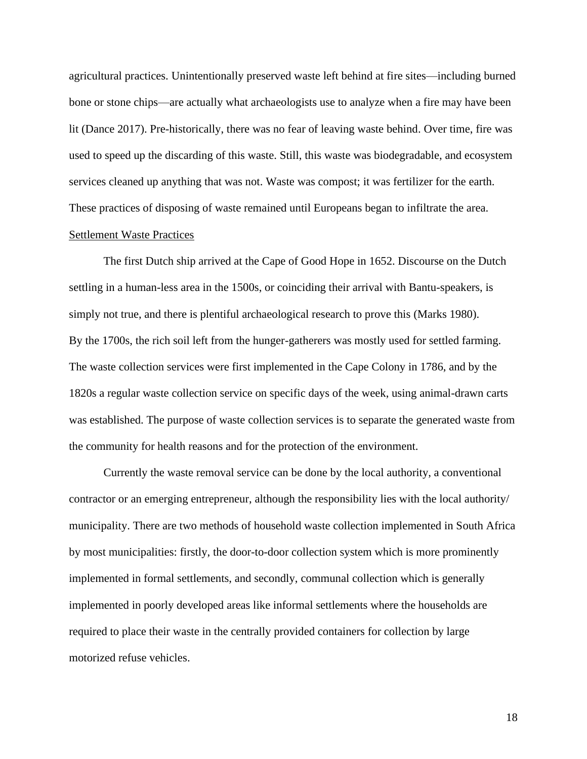agricultural practices. Unintentionally preserved waste left behind at fire sites—including burned bone or stone chips—are actually what archaeologists use to analyze when a fire may have been lit (Dance 2017). Pre-historically, there was no fear of leaving waste behind. Over time, fire was used to speed up the discarding of this waste. Still, this waste was biodegradable, and ecosystem services cleaned up anything that was not. Waste was compost; it was fertilizer for the earth. These practices of disposing of waste remained until Europeans began to infiltrate the area.

<u>Settlement Waste Practices</u>

The first Dutch ship arrived at the Cape of Good Hope in 1652. Discourse on the Dutch settling in a human-less area in the 1500s, or coinciding their arrival with Bantu-speakers, is simply not true, and there is plentiful archaeological research to prove this (Marks 1980). By the 1700s, the rich soil left from the hunger-gatherers was mostly used for settled farming. The waste collection services were first implemented in the Cape Colony in 1786, and by the 1820s a regular waste collection service on specific days of the week, using animal-drawn carts was established. The purpose of waste collection services is to separate the generated waste from the community for health reasons and for the protection of the environment.

Currently the waste removal service can be done by the local authority, a conventional contractor or an emerging entrepreneur, although the responsibility lies with the local authority/ municipality. There are two methods of household waste collection implemented in South Africa by most municipalities: firstly, the door-to-door collection system which is more prominently implemented in formal settlements, and secondly, communal collection which is generally implemented in poorly developed areas like informal settlements where the households are required to place their waste in the centrally provided containers for collection by large motorized refuse vehicles.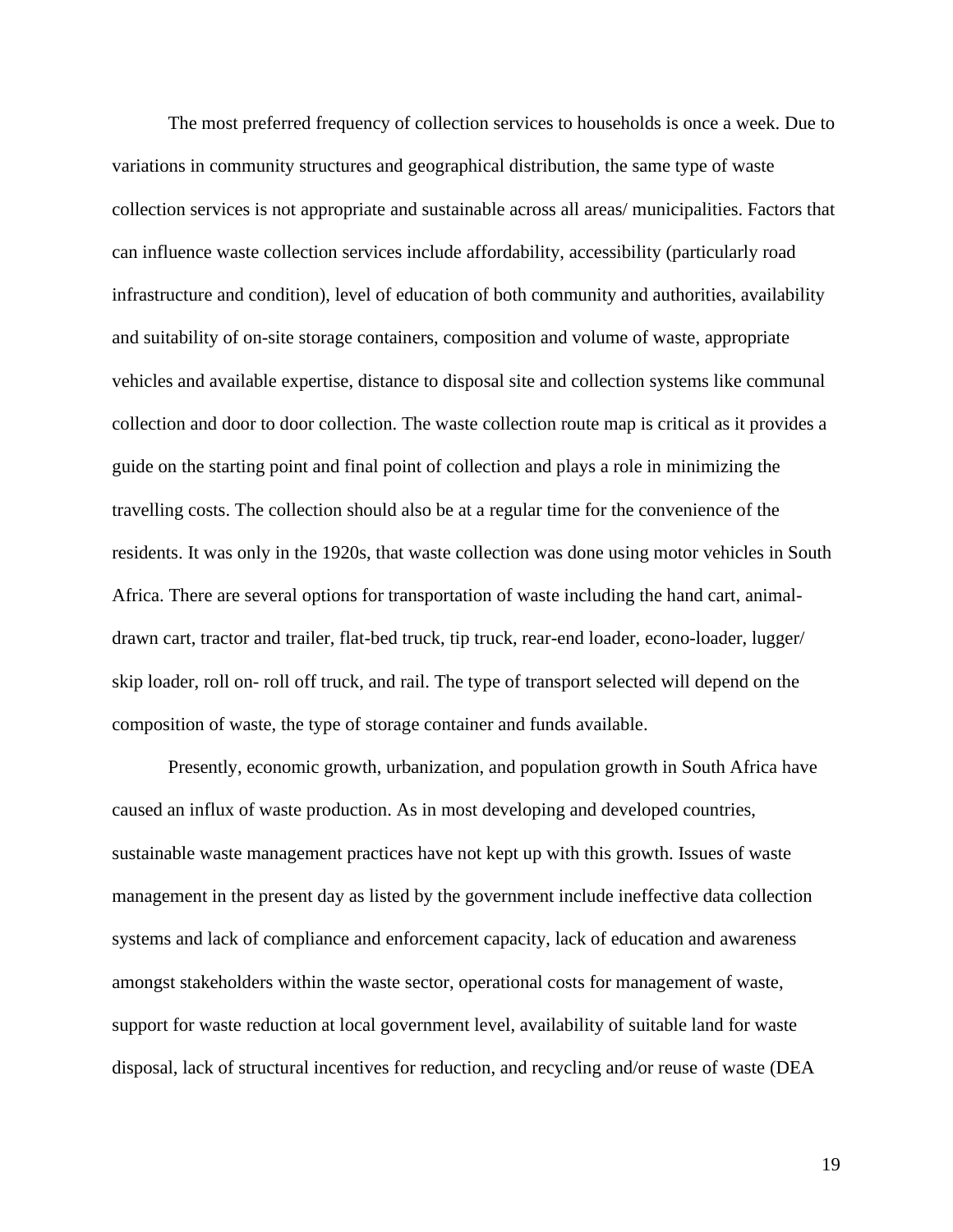The most preferred frequency of collection services to households is once a week. Due to variations in community structures and geographical distribution, the same type of waste collection services is not appropriate and sustainable across all areas/ municipalities. Factors that can influence waste collection services include affordability, accessibility (particularly road infrastructure and condition), level of education of both community and authorities, availability and suitability of on-site storage containers, composition and volume of waste, appropriate vehicles and available expertise, distance to disposal site and collection systems like communal collection and door to door collection. The waste collection route map is critical as it provides a guide on the starting point and final point of collection and plays a role in minimizing the travelling costs. The collection should also be at a regular time for the convenience of the residents. It was only in the 1920s, that waste collection was done using motor vehicles in South Africa. There are several options for transportation of waste including the hand cart, animal-drawn cart, tractor and trailer, flat-bed truck, tip truck, rear-end loader, econo-loader, lugger/ skip loader, roll on- roll off truck, and rail. The type of transport selected will depend on the composition of waste, the type of storage container and funds available.

Presently, economic growth, urbanization, and population growth in South Africa have caused an influx of waste production. As in most developing and developed countries, sustainable waste management practices have not kept up with this growth. Issues of waste management in the present day as listed by the government include ineffective data collection systems and lack of compliance and enforcement capacity, lack of education and awareness amongst stakeholders within the waste sector, operational costs for management of waste, support for waste reduction at local government level, availability of suitable land for waste disposal, lack of structural incentives for reduction, and recycling and/or reuse of waste (DEA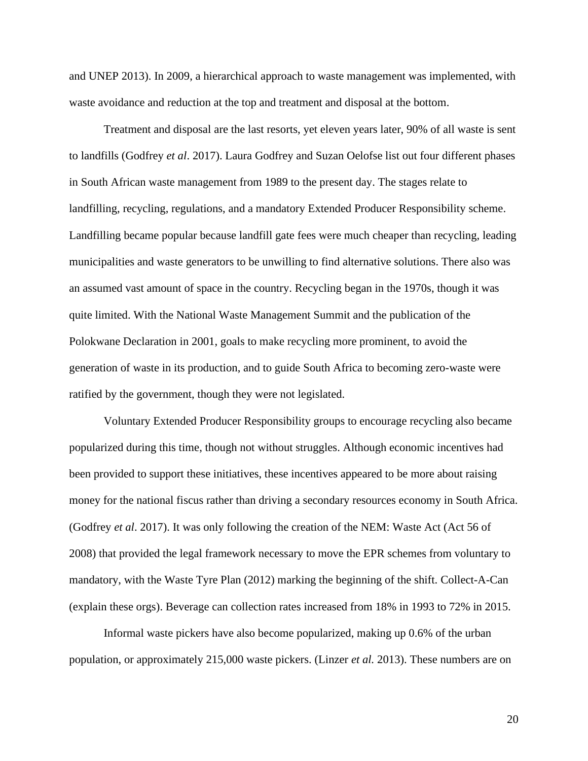and UNEP 2013). In 2009, a hierarchical approach to waste management was implemented, with waste avoidance and reduction at the top and treatment and disposal at the bottom.

Treatment and disposal are the last resorts, yet eleven years later, 90% of all waste is sent to landfills (Godfrey *et al*. 2017). Laura Godfrey and Suzan Oelofse list out four different phases in South African waste management from 1989 to the present day. The stages relate to landfilling, recycling, regulations, and a mandatory Extended Producer Responsibility scheme. Landfilling became popular because landfill gate fees were much cheaper than recycling, leading municipalities and waste generators to be unwilling to find alternative solutions. There also was an assumed vast amount of space in the country. Recycling began in the 1970s, though it was quite limited. With the National Waste Management Summit and the publication of the Polokwane Declaration in 2001, goals to make recycling more prominent, to avoid the generation of waste in its production, and to guide South Africa to becoming zero-waste were ratified by the government, though they were not legislated.

Voluntary Extended Producer Responsibility groups to encourage recycling also became popularized during this time, though not without struggles. Although economic incentives had been provided to support these initiatives, these incentives appeared to be more about raising money for the national fiscus rather than driving a secondary resources economy in South Africa. (Godfrey *et al*. 2017). It was only following the creation of the NEM: Waste Act (Act 56 of 2008) that provided the legal framework necessary to move the EPR schemes from voluntary to mandatory, with the Waste Tyre Plan (2012) marking the beginning of the shift. Collect-A-Can (explain these orgs). Beverage can collection rates increased from 18% in 1993 to 72% in 2015.

Informal waste pickers have also become popularized, making up 0.6% of the urban population, or approximately 215,000 waste pickers. (Linzer *et al.* 2013). These numbers are on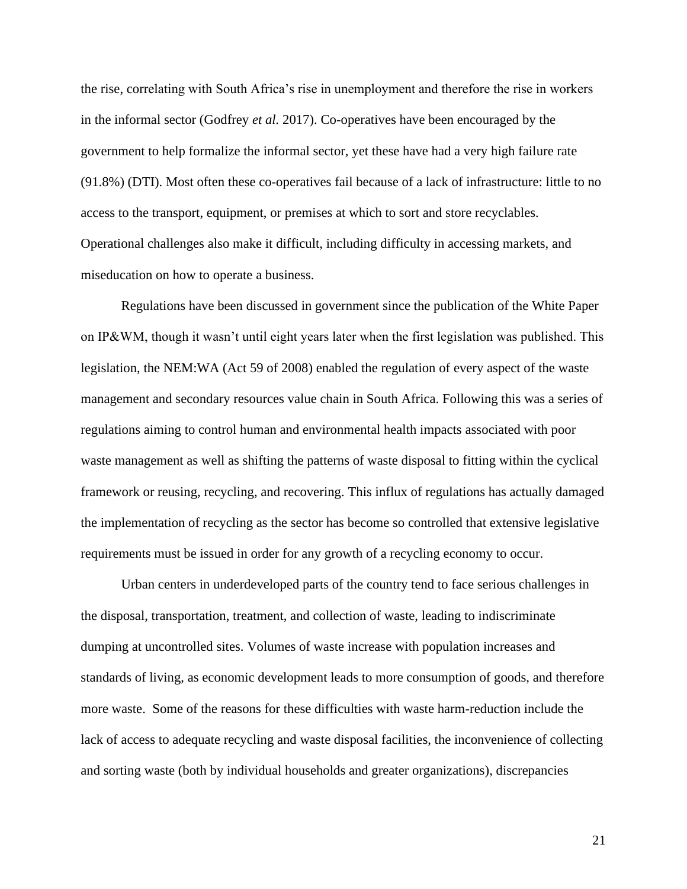the rise, correlating with South Africa's rise in unemployment and therefore the rise in workers in the informal sector (Godfrey *et al.* 2017). Co-operatives have been encouraged by the government to help formalize the informal sector, yet these have had a very high failure rate (91.8%) (DTI). Most often these co-operatives fail because of a lack of infrastructure: little to no access to the transport, equipment, or premises at which to sort and store recyclables. Operational challenges also make it difficult, including difficulty in accessing markets, and miseducation on how to operate a business.

Regulations have been discussed in government since the publication of the White Paper on IP&WM, though it wasn't until eight years later when the first legislation was published. This legislation, the NEM:WA (Act 59 of 2008) enabled the regulation of every aspect of the waste management and secondary resources value chain in South Africa. Following this was a series of regulations aiming to control human and environmental health impacts associated with poor waste management as well as shifting the patterns of waste disposal to fitting within the cyclical framework or reusing, recycling, and recovering. This influx of regulations has actually damaged the implementation of recycling as the sector has become so controlled that extensive legislative requirements must be issued in order for any growth of a recycling economy to occur.

Urban centers in underdeveloped parts of the country tend to face serious challenges in the disposal, transportation, treatment, and collection of waste, leading to indiscriminate dumping at uncontrolled sites. Volumes of waste increase with population increases and standards of living, as economic development leads to more consumption of goods, and therefore more waste. Some of the reasons for these difficulties with waste harm-reduction include the lack of access to adequate recycling and waste disposal facilities, the inconvenience of collecting and sorting waste (both by individual households and greater organizations), discrepancies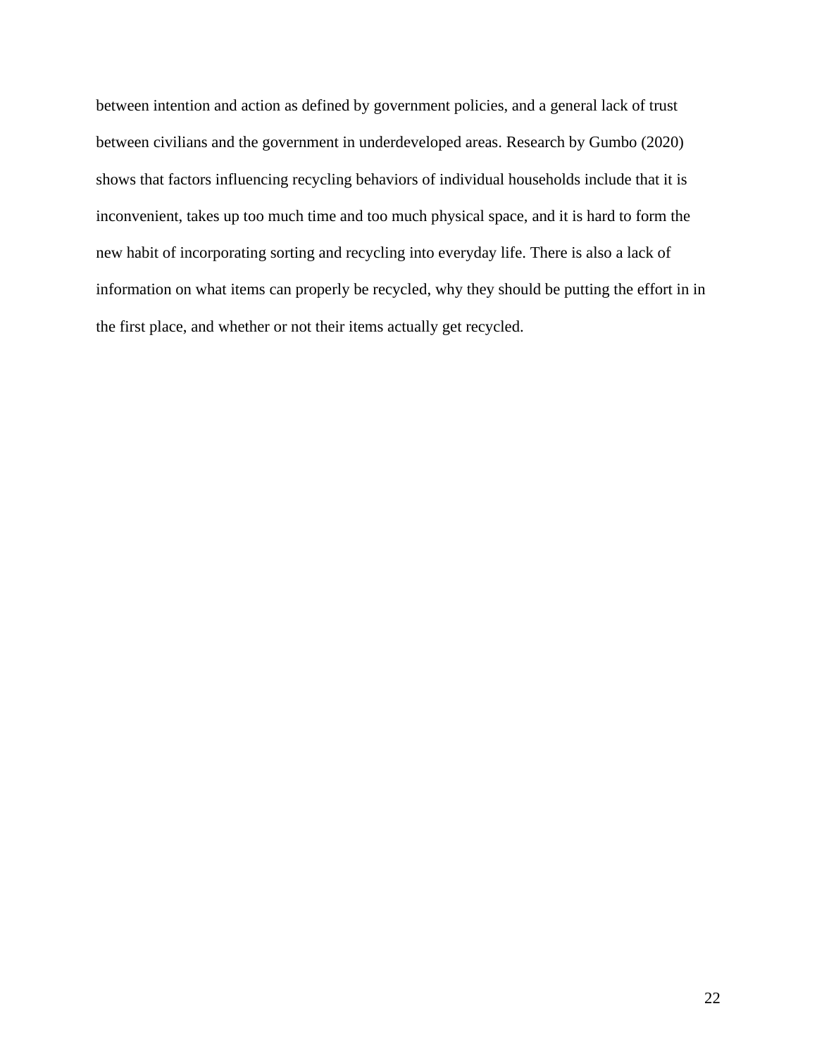between intention and action as defined by government policies, and a general lack of trust between civilians and the government in underdeveloped areas. Research by Gumbo (2020) shows that factors influencing recycling behaviors of individual households include that it is inconvenient, takes up too much time and too much physical space, and it is hard to form the new habit of incorporating sorting and recycling into everyday life. There is also a lack of information on what items can properly be recycled, why they should be putting the effort in in the first place, and whether or not their items actually get recycled.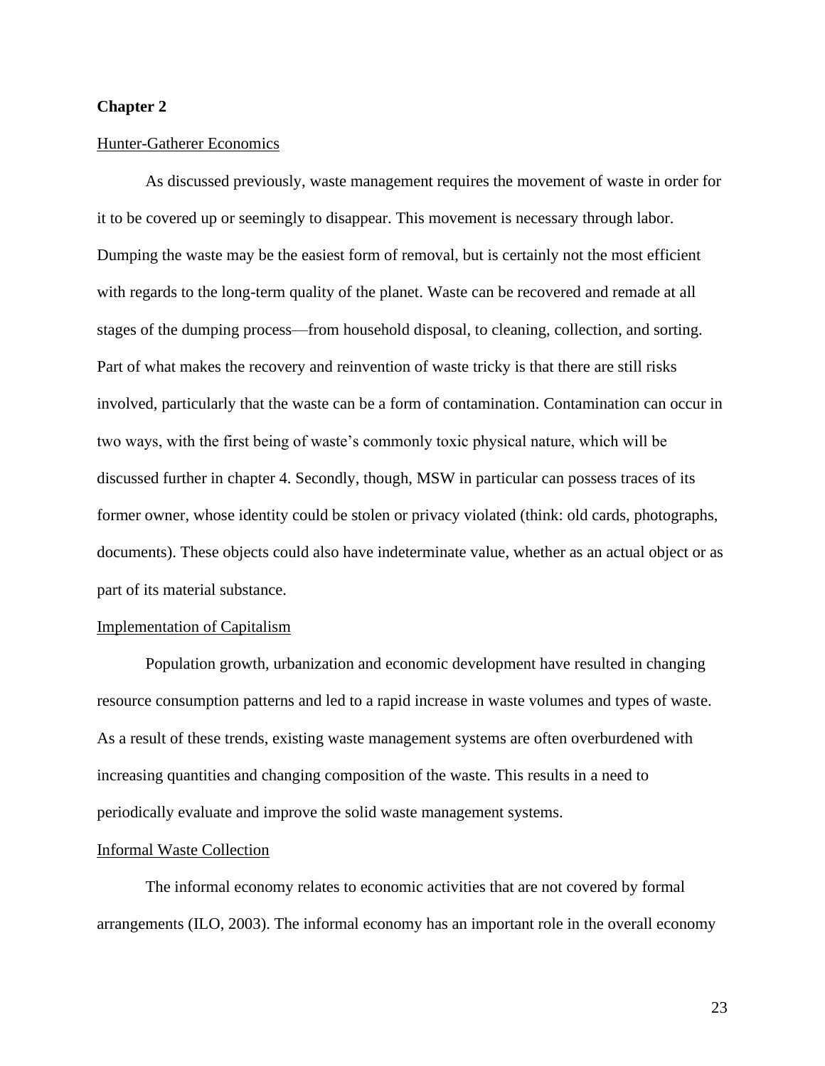**Chapter 2**

Hunter-Gatherer Economics

As discussed previously, waste management requires the movement of waste in order for it to be covered up or seemingly to disappear. This movement is necessary through labor. Dumping the waste may be the easiest form of removal, but is certainly not the most efficient with regards to the long-term quality of the planet. Waste can be recovered and remade at all stages of the dumping process—from household disposal, to cleaning, collection, and sorting. Part of what makes the recovery and reinvention of waste tricky is that there are still risks involved, particularly that the waste can be a form of contamination. Contamination can occur in two ways, with the first being of waste's commonly toxic physical nature, which will be discussed further in chapter 4. Secondly, though, MSW in particular can possess traces of its former owner, whose identity could be stolen or privacy violated (think: old cards, photographs, documents). These objects could also have indeterminate value, whether as an actual object or as part of its material substance.

Implementation of Capitalism

Population growth, urbanization and economic development have resulted in changing resource consumption patterns and led to a rapid increase in waste volumes and types of waste. As a result of these trends, existing waste management systems are often overburdened with increasing quantities and changing composition of the waste. This results in a need to periodically evaluate and improve the solid waste management systems.

Informal Waste Collection

The informal economy relates to economic activities that are not covered by formal arrangements (ILO, 2003). The informal economy has an important role in the overall economy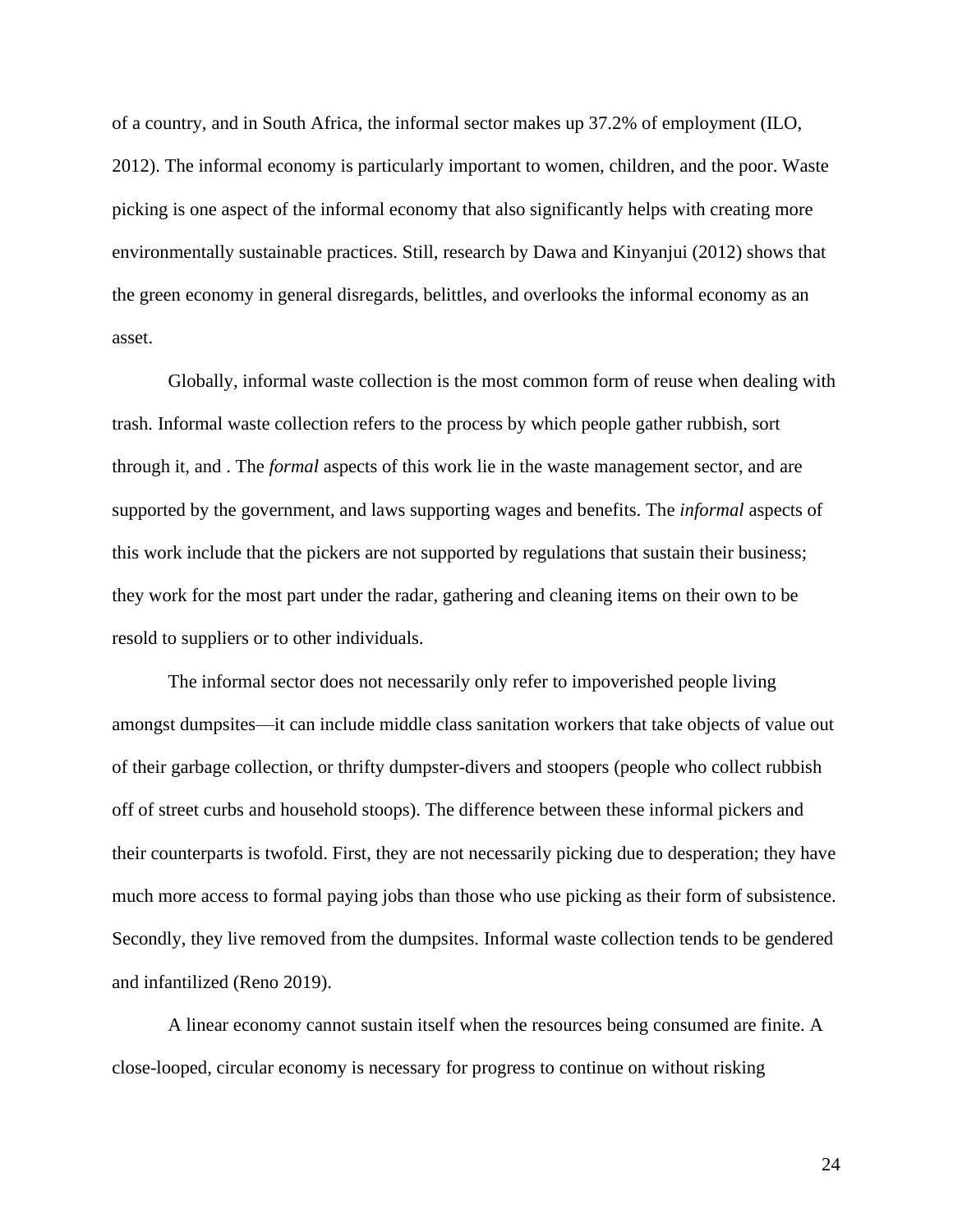of a country, and in South Africa, the informal sector makes up 37.2% of employment (ILO, 2012). The informal economy is particularly important to women, children, and the poor. Waste picking is one aspect of the informal economy that also significantly helps with creating more environmentally sustainable practices. Still, research by Dawa and Kinyanjui (2012) shows that the green economy in general disregards, belittles, and overlooks the informal economy as an asset.

Globally, informal waste collection is the most common form of reuse when dealing with trash. Informal waste collection refers to the process by which people gather rubbish, sort through it, and . The *formal* aspects of this work lie in the waste management sector, and are supported by the government, and laws supporting wages and benefits. The *informal* aspects of this work include that the pickers are not supported by regulations that sustain their business; they work for the most part under the radar, gathering and cleaning items on their own to be resold to suppliers or to other individuals.

The informal sector does not necessarily only refer to impoverished people living amongst dumpsites—it can include middle class sanitation workers that take objects of value out of their garbage collection, or thrifty dumpster-divers and stoopers (people who collect rubbish off of street curbs and household stoops). The difference between these informal pickers and their counterparts is twofold. First, they are not necessarily picking due to desperation; they have much more access to formal paying jobs than those who use picking as their form of subsistence. Secondly, they live removed from the dumpsites. Informal waste collection tends to be gendered and infantilized (Reno 2019).

A linear economy cannot sustain itself when the resources being consumed are finite. A close-looped, circular economy is necessary for progress to continue on without risking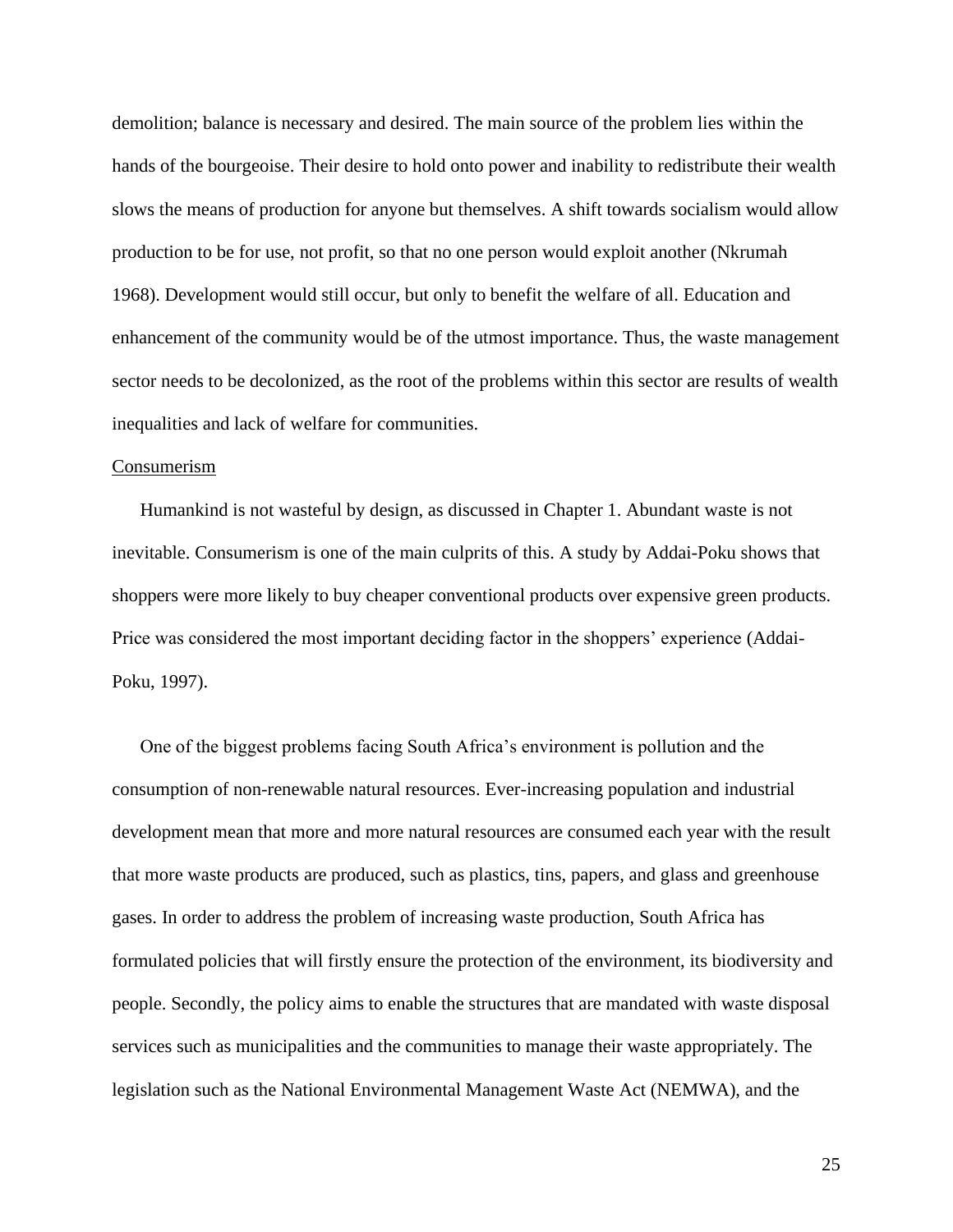demolition; balance is necessary and desired. The main source of the problem lies within the hands of the bourgeoise. Their desire to hold onto power and inability to redistribute their wealth slows the means of production for anyone but themselves. A shift towards socialism would allow production to be for use, not profit, so that no one person would exploit another (Nkrumah 1968). Development would still occur, but only to benefit the welfare of all. Education and enhancement of the community would be of the utmost importance. Thus, the waste management sector needs to be decolonized, as the root of the problems within this sector are results of wealth inequalities and lack of welfare for communities.

<u>Consumerism</u>

Humankind is not wasteful by design, as discussed in Chapter 1. Abundant waste is not inevitable. Consumerism is one of the main culprits of this. A study by Addai-Poku shows that shoppers were more likely to buy cheaper conventional products over expensive green products. Price was considered the most important deciding factor in the shoppers' experience (Addai-Poku, 1997).

One of the biggest problems facing South Africa's environment is pollution and the consumption of non-renewable natural resources. Ever-increasing population and industrial development mean that more and more natural resources are consumed each year with the result that more waste products are produced, such as plastics, tins, papers, and glass and greenhouse gases. In order to address the problem of increasing waste production, South Africa has formulated policies that will firstly ensure the protection of the environment, its biodiversity and people. Secondly, the policy aims to enable the structures that are mandated with waste disposal services such as municipalities and the communities to manage their waste appropriately. The legislation such as the National Environmental Management Waste Act (NEMWA), and the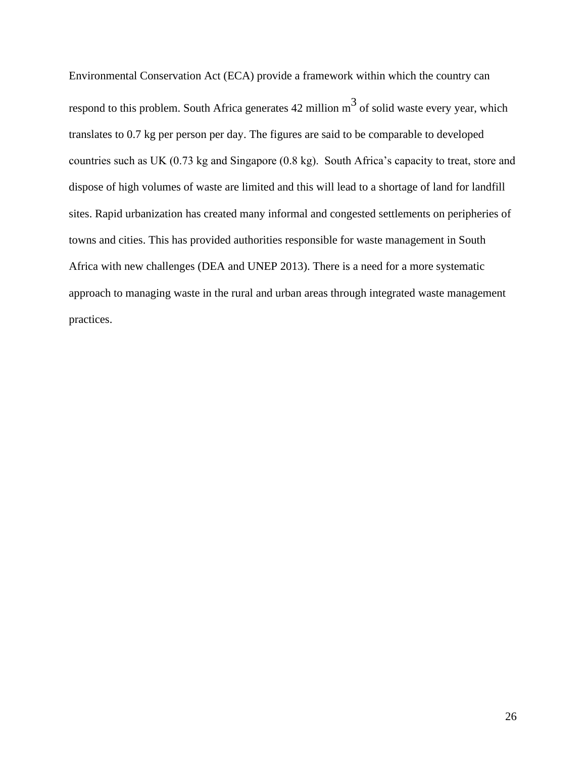Environmental Conservation Act (ECA) provide a framework within which the country can respond to this problem. South Africa generates 42 million $m^3$ of solid waste every year, which translates to 0.7 kg per person per day. The figures are said to be comparable to developed countries such as UK (0.73 kg and Singapore (0.8 kg). South Africa's capacity to treat, store and dispose of high volumes of waste are limited and this will lead to a shortage of land for landfill sites. Rapid urbanization has created many informal and congested settlements on peripheries of towns and cities. This has provided authorities responsible for waste management in South Africa with new challenges (DEA and UNEP 2013). There is a need for a more systematic approach to managing waste in the rural and urban areas through integrated waste management practices.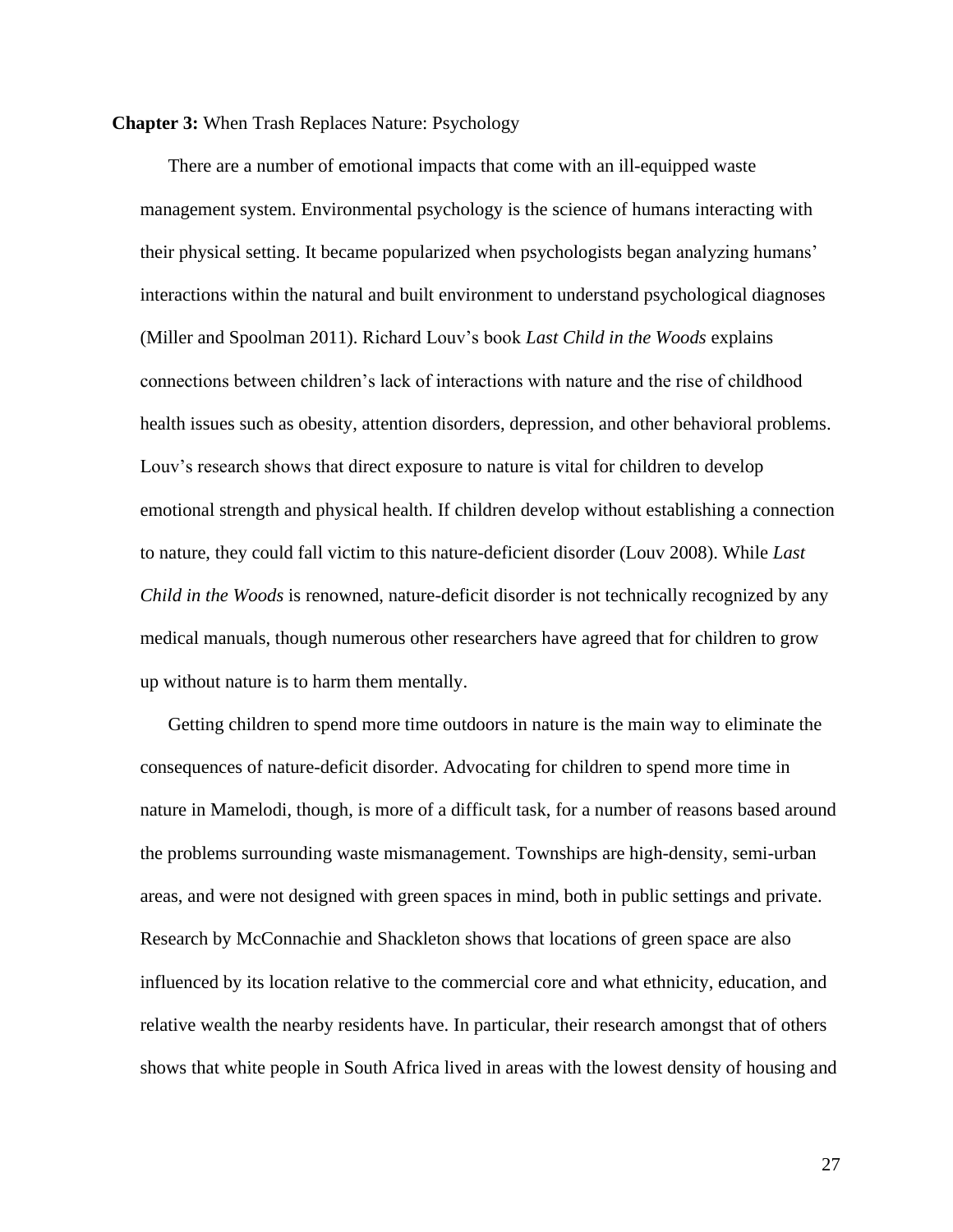**Chapter 3:** When Trash Replaces Nature: Psychology

There are a number of emotional impacts that come with an ill-equipped waste management system. Environmental psychology is the science of humans interacting with their physical setting. It became popularized when psychologists began analyzing humans' interactions within the natural and built environment to understand psychological diagnoses (Miller and Spoolman 2011). Richard Louv's book *Last Child in the Woods* explains connections between children's lack of interactions with nature and the rise of childhood health issues such as obesity, attention disorders, depression, and other behavioral problems. Louv's research shows that direct exposure to nature is vital for children to develop emotional strength and physical health. If children develop without establishing a connection to nature, they could fall victim to this nature-deficient disorder (Louv 2008). While *Last Child in the Woods* is renowned, nature-deficit disorder is not technically recognized by any medical manuals, though numerous other researchers have agreed that for children to grow up without nature is to harm them mentally.

Getting children to spend more time outdoors in nature is the main way to eliminate the consequences of nature-deficit disorder. Advocating for children to spend more time in nature in Mamelodi, though, is more of a difficult task, for a number of reasons based around the problems surrounding waste mismanagement. Townships are high-density, semi-urban areas, and were not designed with green spaces in mind, both in public settings and private. Research by McConnachie and Shackleton shows that locations of green space are also influenced by its location relative to the commercial core and what ethnicity, education, and relative wealth the nearby residents have. In particular, their research amongst that of others shows that white people in South Africa lived in areas with the lowest density of housing and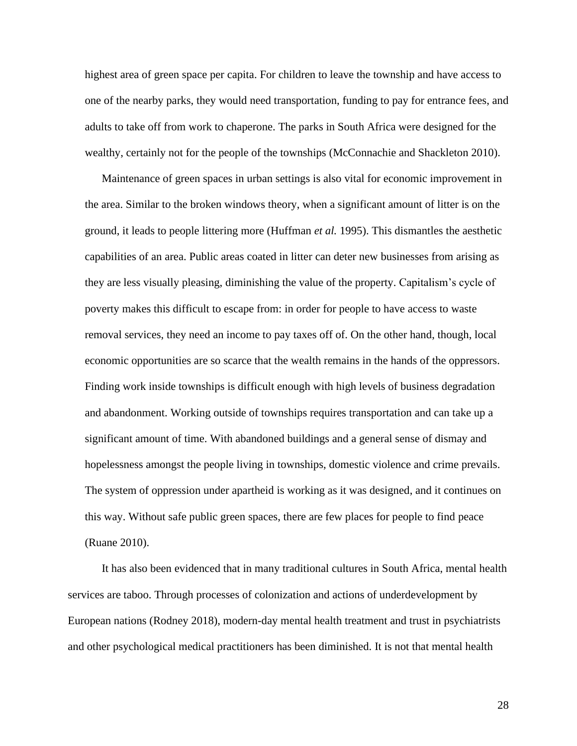highest area of green space per capita. For children to leave the township and have access to one of the nearby parks, they would need transportation, funding to pay for entrance fees, and adults to take off from work to chaperone. The parks in South Africa were designed for the wealthy, certainly not for the people of the townships (McConnachie and Shackleton 2010).

Maintenance of green spaces in urban settings is also vital for economic improvement in the area. Similar to the broken windows theory, when a significant amount of litter is on the ground, it leads to people littering more (Huffman *et al.* 1995). This dismantles the aesthetic capabilities of an area. Public areas coated in litter can deter new businesses from arising as they are less visually pleasing, diminishing the value of the property. Capitalism's cycle of poverty makes this difficult to escape from: in order for people to have access to waste removal services, they need an income to pay taxes off of. On the other hand, though, local economic opportunities are so scarce that the wealth remains in the hands of the oppressors. Finding work inside townships is difficult enough with high levels of business degradation and abandonment. Working outside of townships requires transportation and can take up a significant amount of time. With abandoned buildings and a general sense of dismay and hopelessness amongst the people living in townships, domestic violence and crime prevails. The system of oppression under apartheid is working as it was designed, and it continues on this way. Without safe public green spaces, there are few places for people to find peace (Ruane 2010).

It has also been evidenced that in many traditional cultures in South Africa, mental health services are taboo. Through processes of colonization and actions of underdevelopment by European nations (Rodney 2018), modern-day mental health treatment and trust in psychiatrists and other psychological medical practitioners has been diminished. It is not that mental health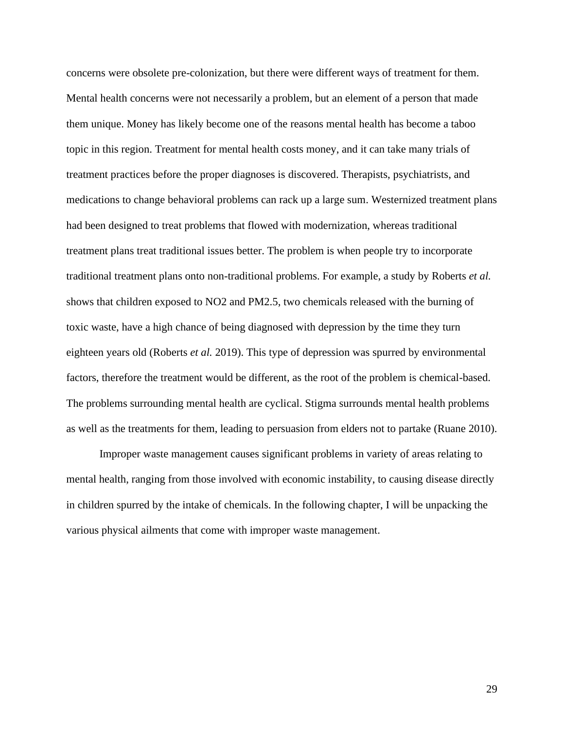concerns were obsolete pre-colonization, but there were different ways of treatment for them. Mental health concerns were not necessarily a problem, but an element of a person that made them unique. Money has likely become one of the reasons mental health has become a taboo topic in this region. Treatment for mental health costs money, and it can take many trials of treatment practices before the proper diagnoses is discovered. Therapists, psychiatrists, and medications to change behavioral problems can rack up a large sum. Westernized treatment plans had been designed to treat problems that flowed with modernization, whereas traditional treatment plans treat traditional issues better. The problem is when people try to incorporate traditional treatment plans onto non-traditional problems. For example, a study by Roberts *et al.* shows that children exposed to $NO_2$ and PM2.5, two chemicals released with the burning of toxic waste, have a high chance of being diagnosed with depression by the time they turn eighteen years old (Roberts *et al.* 2019). This type of depression was spurred by environmental factors, therefore the treatment would be different, as the root of the problem is chemical-based. The problems surrounding mental health are cyclical. Stigma surrounds mental health problems as well as the treatments for them, leading to persuasion from elders not to partake (Ruane 2010).

Improper waste management causes significant problems in variety of areas relating to mental health, ranging from those involved with economic instability, to causing disease directly in children spurred by the intake of chemicals. In the following chapter, I will be unpacking the various physical ailments that come with improper waste management.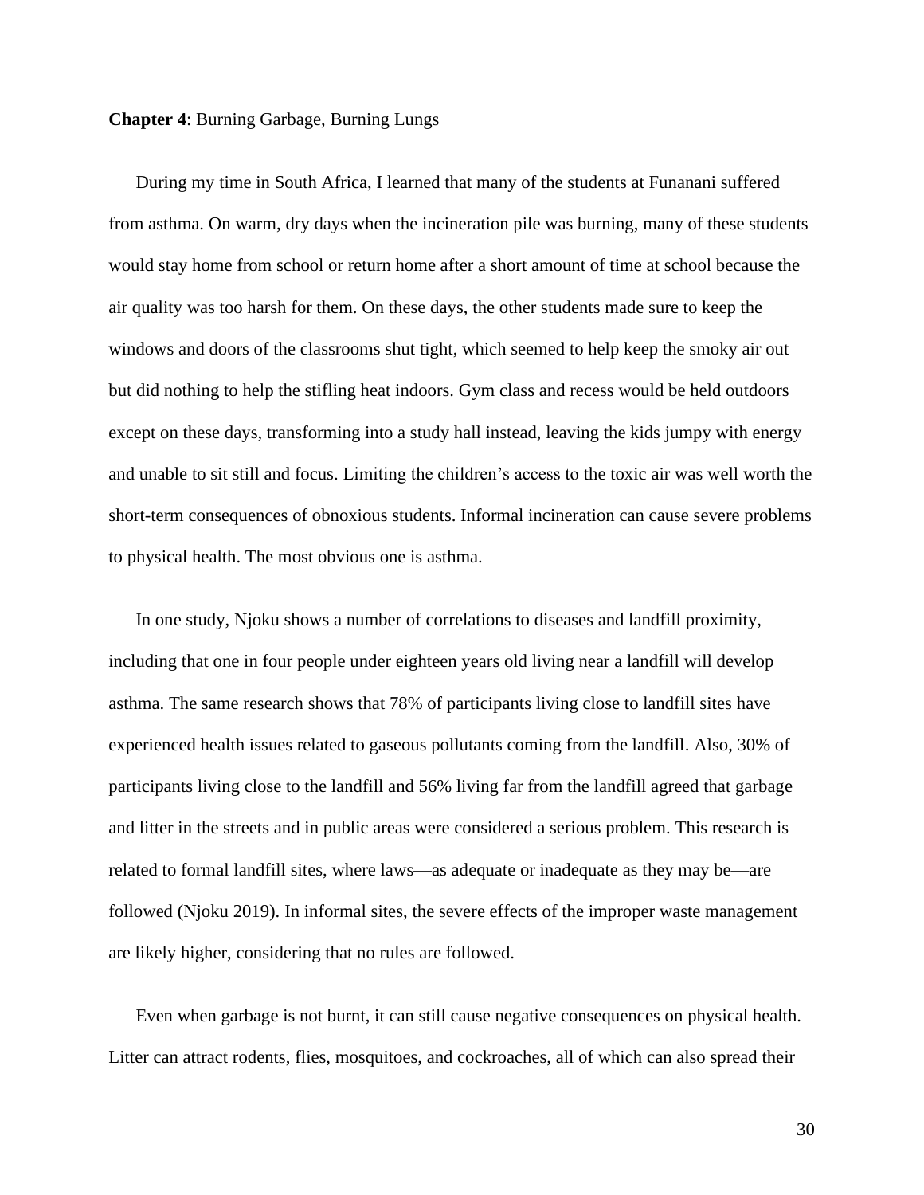**Chapter 4**: Burning Garbage, Burning Lungs

During my time in South Africa, I learned that many of the students at Funanani suffered from asthma. On warm, dry days when the incineration pile was burning, many of these students would stay home from school or return home after a short amount of time at school because the air quality was too harsh for them. On these days, the other students made sure to keep the windows and doors of the classrooms shut tight, which seemed to help keep the smoky air out but did nothing to help the stifling heat indoors. Gym class and recess would be held outdoors except on these days, transforming into a study hall instead, leaving the kids jumpy with energy and unable to sit still and focus. Limiting the children's access to the toxic air was well worth the short-term consequences of obnoxious students. Informal incineration can cause severe problems to physical health. The most obvious one is asthma.

In one study, Njoku shows a number of correlations to diseases and landfill proximity, including that one in four people under eighteen years old living near a landfill will develop asthma. The same research shows that 78% of participants living close to landfill sites have experienced health issues related to gaseous pollutants coming from the landfill. Also, 30% of participants living close to the landfill and 56% living far from the landfill agreed that garbage and litter in the streets and in public areas were considered a serious problem. This research is related to formal landfill sites, where laws—as adequate or inadequate as they may be—are followed (Njoku 2019). In informal sites, the severe effects of the improper waste management are likely higher, considering that no rules are followed.

Even when garbage is not burnt, it can still cause negative consequences on physical health. Litter can attract rodents, flies, mosquitoes, and cockroaches, all of which can also spread their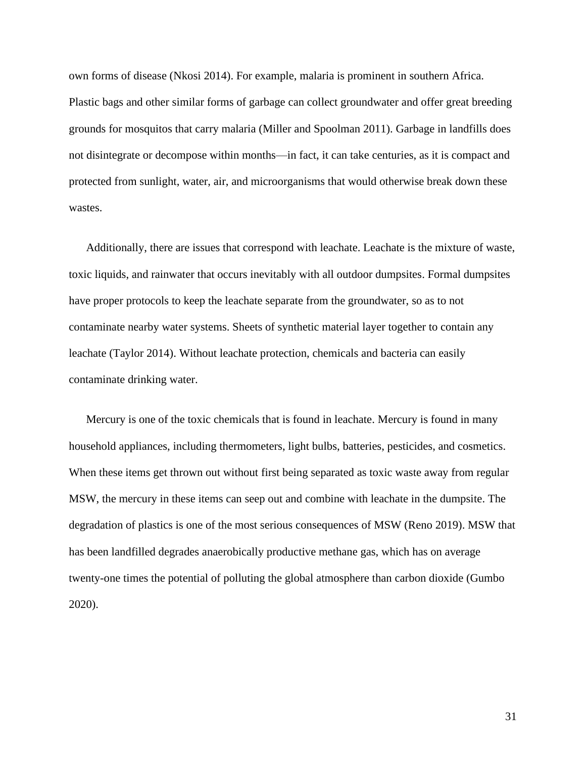own forms of disease (Nkosi 2014). For example, malaria is prominent in southern Africa. Plastic bags and other similar forms of garbage can collect groundwater and offer great breeding grounds for mosquitos that carry malaria (Miller and Spoolman 2011). Garbage in landfills does not disintegrate or decompose within months—in fact, it can take centuries, as it is compact and protected from sunlight, water, air, and microorganisms that would otherwise break down these wastes.

Additionally, there are issues that correspond with leachate. Leachate is the mixture of waste, toxic liquids, and rainwater that occurs inevitably with all outdoor dumpsites. Formal dumpsites have proper protocols to keep the leachate separate from the groundwater, so as to not contaminate nearby water systems. Sheets of synthetic material layer together to contain any leachate (Taylor 2014). Without leachate protection, chemicals and bacteria can easily contaminate drinking water.

Mercury is one of the toxic chemicals that is found in leachate. Mercury is found in many household appliances, including thermometers, light bulbs, batteries, pesticides, and cosmetics. When these items get thrown out without first being separated as toxic waste away from regular MSW, the mercury in these items can seep out and combine with leachate in the dumpsite. The degradation of plastics is one of the most serious consequences of MSW (Reno 2019). MSW that has been landfilled degrades anaerobically productive methane gas, which has on average twenty-one times the potential of polluting the global atmosphere than carbon dioxide (Gumbo 2020).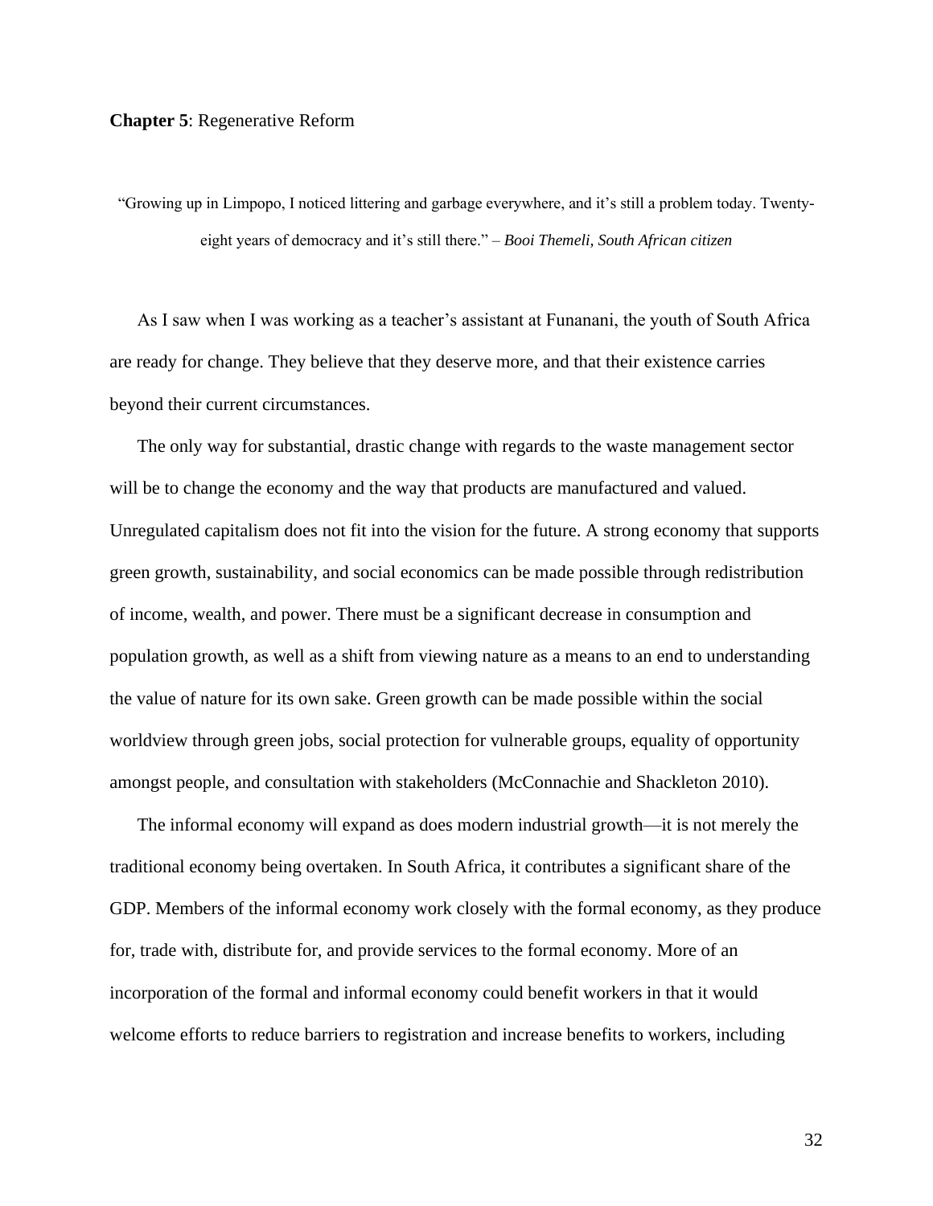**Chapter 5**: Regenerative Reform

> "Growing up in Limpopo, I noticed littering and garbage everywhere, and it's still a problem today. Twenty-eight years of democracy and it's still there." – *Booi Themeli, South African citizen*

As I saw when I was working as a teacher's assistant at Funanani, the youth of South Africa are ready for change. They believe that they deserve more, and that their existence carries beyond their current circumstances.

The only way for substantial, drastic change with regards to the waste management sector will be to change the economy and the way that products are manufactured and valued. Unregulated capitalism does not fit into the vision for the future. A strong economy that supports green growth, sustainability, and social economics can be made possible through redistribution of income, wealth, and power. There must be a significant decrease in consumption and population growth, as well as a shift from viewing nature as a means to an end to understanding the value of nature for its own sake. Green growth can be made possible within the social worldview through green jobs, social protection for vulnerable groups, equality of opportunity amongst people, and consultation with stakeholders (McConnachie and Shackleton 2010).

The informal economy will expand as does modern industrial growth—it is not merely the traditional economy being overtaken. In South Africa, it contributes a significant share of the GDP. Members of the informal economy work closely with the formal economy, as they produce for, trade with, distribute for, and provide services to the formal economy. More of an incorporation of the formal and informal economy could benefit workers in that it would welcome efforts to reduce barriers to registration and increase benefits to workers, including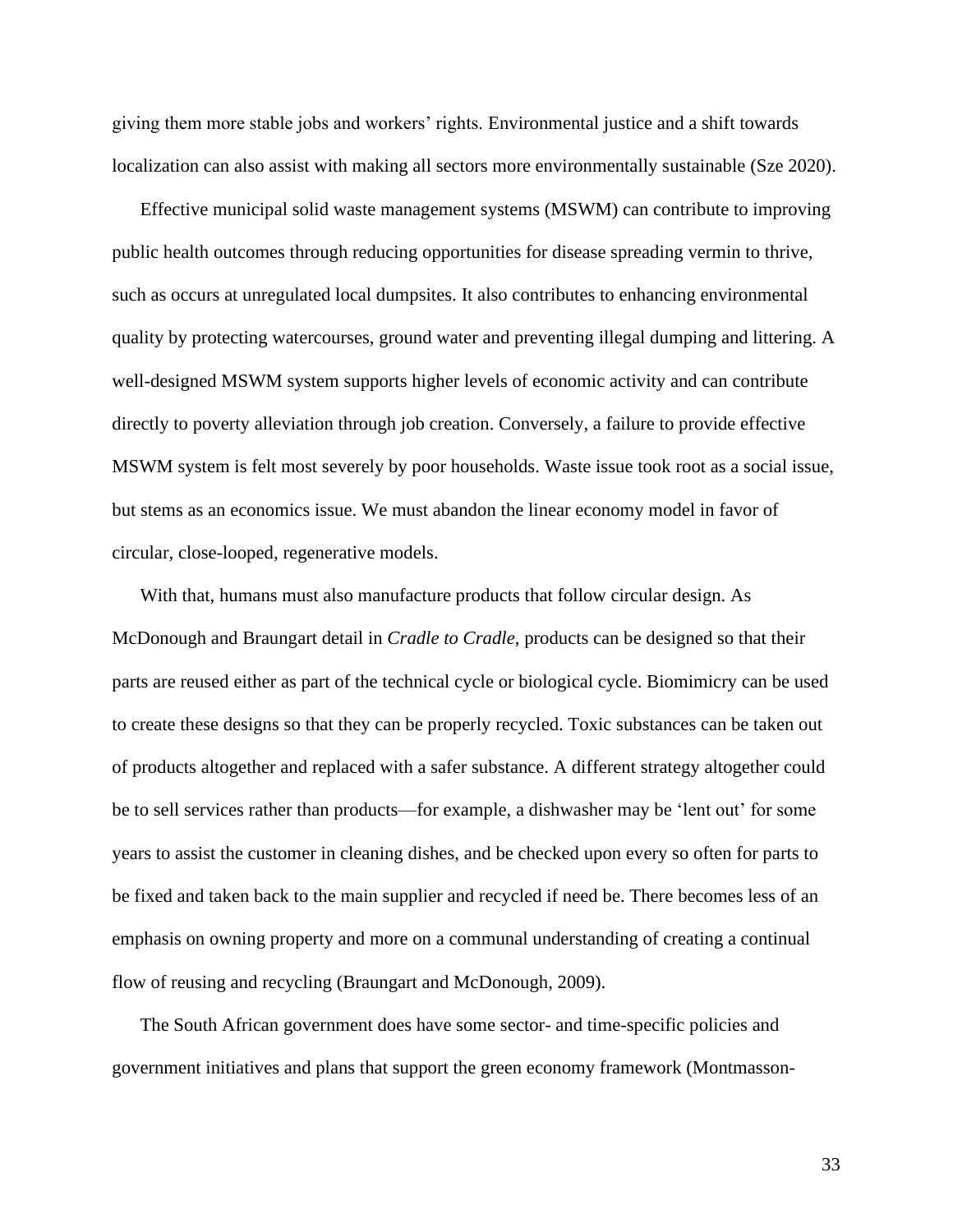giving them more stable jobs and workers' rights. Environmental justice and a shift towards localization can also assist with making all sectors more environmentally sustainable (Sze 2020).

Effective municipal solid waste management systems (MSWM) can contribute to improving public health outcomes through reducing opportunities for disease spreading vermin to thrive, such as occurs at unregulated local dumpsites. It also contributes to enhancing environmental quality by protecting watercourses, ground water and preventing illegal dumping and littering. A well-designed MSWM system supports higher levels of economic activity and can contribute directly to poverty alleviation through job creation. Conversely, a failure to provide effective MSWM system is felt most severely by poor households. Waste issue took root as a social issue, but stems as an economics issue. We must abandon the linear economy model in favor of circular, close-looped, regenerative models.

With that, humans must also manufacture products that follow circular design. As McDonough and Braungart detail in *Cradle to Cradle*, products can be designed so that their parts are reused either as part of the technical cycle or biological cycle. Biomimicry can be used to create these designs so that they can be properly recycled. Toxic substances can be taken out of products altogether and replaced with a safer substance. A different strategy altogether could be to sell services rather than products—for example, a dishwasher may be 'lent out' for some years to assist the customer in cleaning dishes, and be checked upon every so often for parts to be fixed and taken back to the main supplier and recycled if need be. There becomes less of an emphasis on owning property and more on a communal understanding of creating a continual flow of reusing and recycling (Braungart and McDonough, 2009).

The South African government does have some sector- and time-specific policies and government initiatives and plans that support the green economy framework (Montmasson-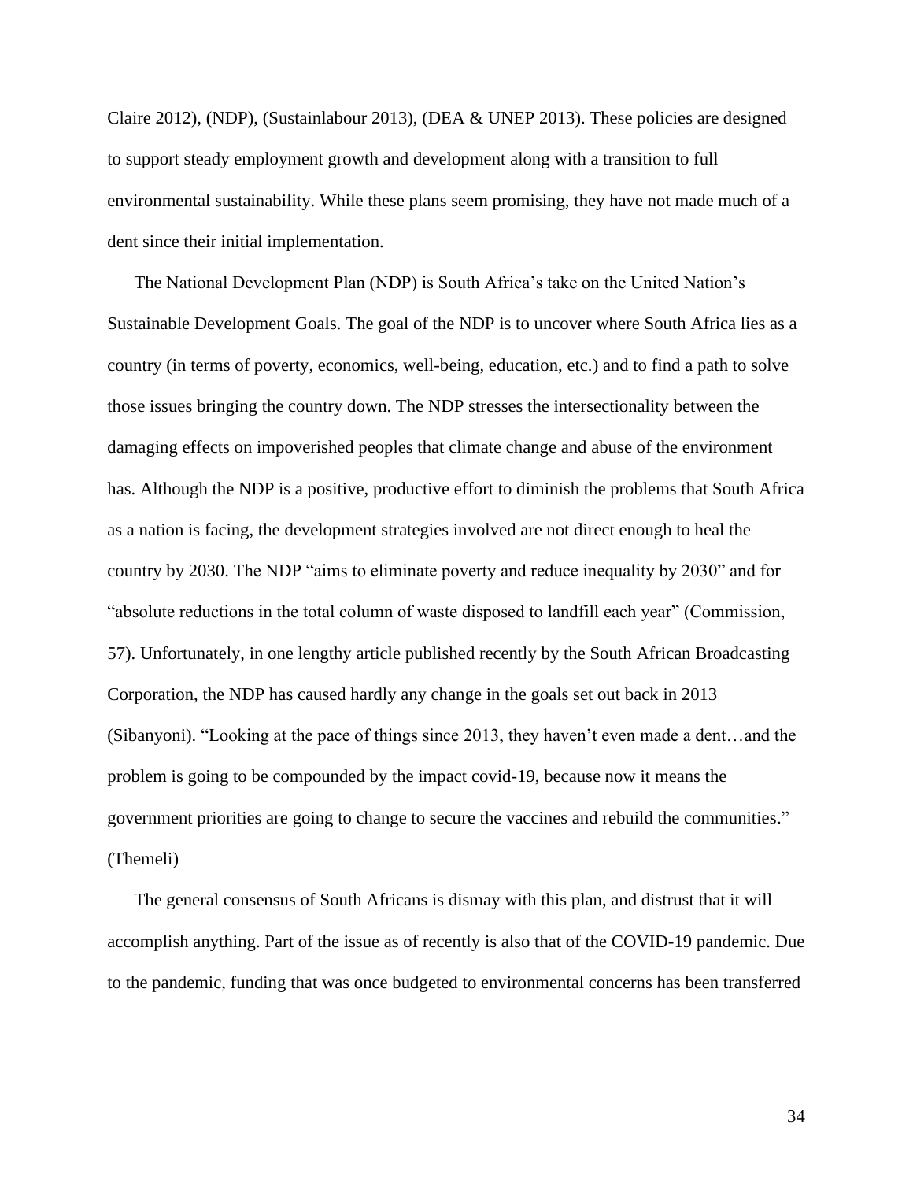Claire 2012), (NDP), (Sustainlabour 2013), (DEA & UNEP 2013). These policies are designed to support steady employment growth and development along with a transition to full environmental sustainability. While these plans seem promising, they have not made much of a dent since their initial implementation.

The National Development Plan (NDP) is South Africa's take on the United Nation's Sustainable Development Goals. The goal of the NDP is to uncover where South Africa lies as a country (in terms of poverty, economics, well-being, education, etc.) and to find a path to solve those issues bringing the country down. The NDP stresses the intersectionality between the damaging effects on impoverished peoples that climate change and abuse of the environment has. Although the NDP is a positive, productive effort to diminish the problems that South Africa as a nation is facing, the development strategies involved are not direct enough to heal the country by 2030. The NDP "aims to eliminate poverty and reduce inequality by 2030" and for "absolute reductions in the total column of waste disposed to landfill each year" (Commission, 57). Unfortunately, in one lengthy article published recently by the South African Broadcasting Corporation, the NDP has caused hardly any change in the goals set out back in 2013 (Sibanyoni). "Looking at the pace of things since 2013, they haven't even made a dent…and the problem is going to be compounded by the impact covid-19, because now it means the government priorities are going to change to secure the vaccines and rebuild the communities." (Themeli)

The general consensus of South Africans is dismay with this plan, and distrust that it will accomplish anything. Part of the issue as of recently is also that of the COVID-19 pandemic. Due to the pandemic, funding that was once budgeted to environmental concerns has been transferred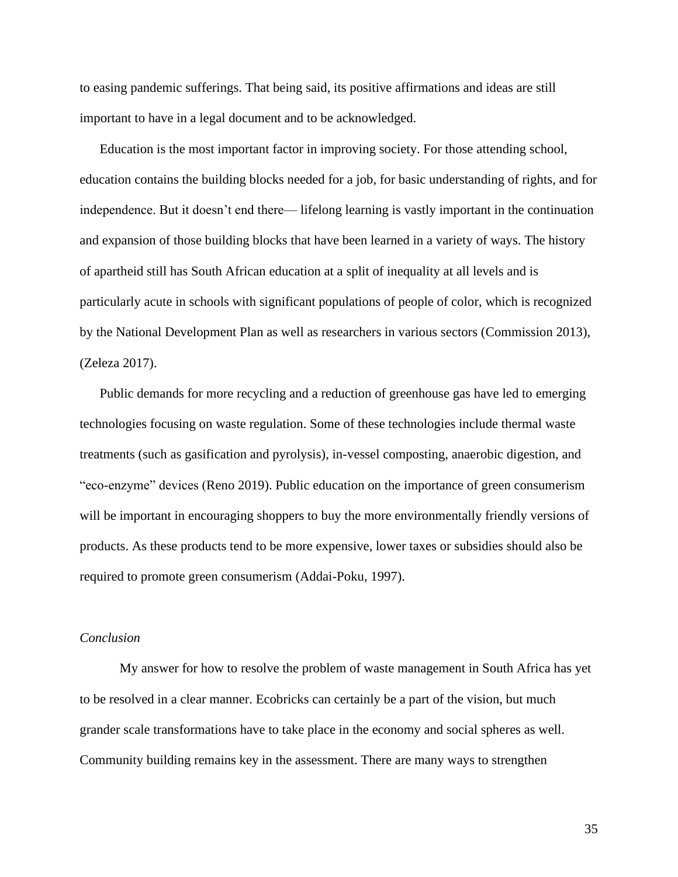to easing pandemic sufferings. That being said, its positive affirmations and ideas are still important to have in a legal document and to be acknowledged.

Education is the most important factor in improving society. For those attending school, education contains the building blocks needed for a job, for basic understanding of rights, and for independence. But it doesn't end there— lifelong learning is vastly important in the continuation and expansion of those building blocks that have been learned in a variety of ways. The history of apartheid still has South African education at a split of inequality at all levels and is particularly acute in schools with significant populations of people of color, which is recognized by the National Development Plan as well as researchers in various sectors (Commission 2013), (Zeleza 2017).

Public demands for more recycling and a reduction of greenhouse gas have led to emerging technologies focusing on waste regulation. Some of these technologies include thermal waste treatments (such as gasification and pyrolysis), in-vessel composting, anaerobic digestion, and "eco-enzyme" devices (Reno 2019). Public education on the importance of green consumerism will be important in encouraging shoppers to buy the more environmentally friendly versions of products. As these products tend to be more expensive, lower taxes or subsidies should also be required to promote green consumerism (Addai-Poku, 1997).

*Conclusion*

My answer for how to resolve the problem of waste management in South Africa has yet to be resolved in a clear manner. Ecobricks can certainly be a part of the vision, but much grander scale transformations have to take place in the economy and social spheres as well. Community building remains key in the assessment. There are many ways to strengthen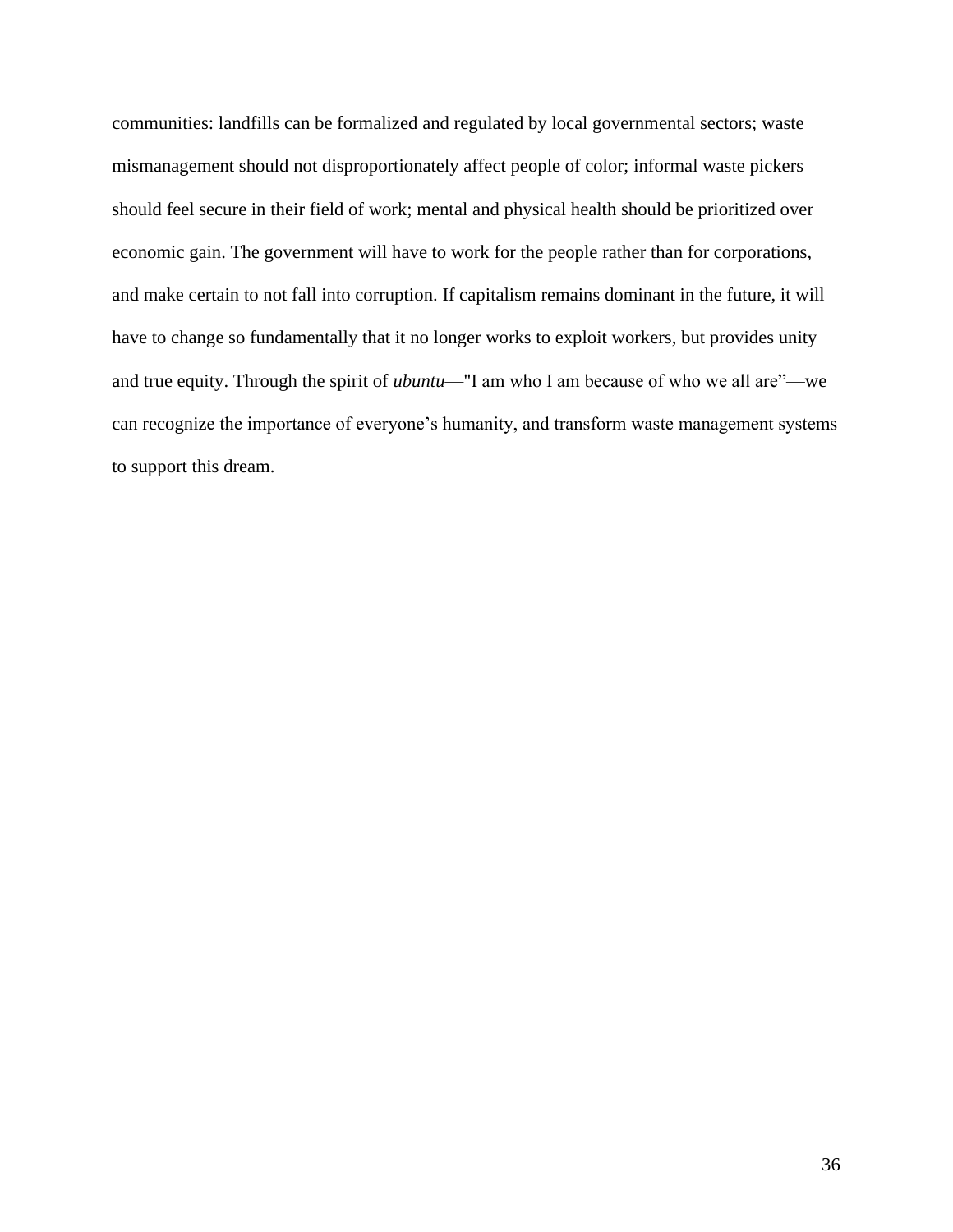communities: landfills can be formalized and regulated by local governmental sectors; waste mismanagement should not disproportionately affect people of color; informal waste pickers should feel secure in their field of work; mental and physical health should be prioritized over economic gain. The government will have to work for the people rather than for corporations, and make certain to not fall into corruption. If capitalism remains dominant in the future, it will have to change so fundamentally that it no longer works to exploit workers, but provides unity and true equity. Through the spirit of *ubuntu*—"I am who I am because of who we all are"—we can recognize the importance of everyone's humanity, and transform waste management systems to support this dream.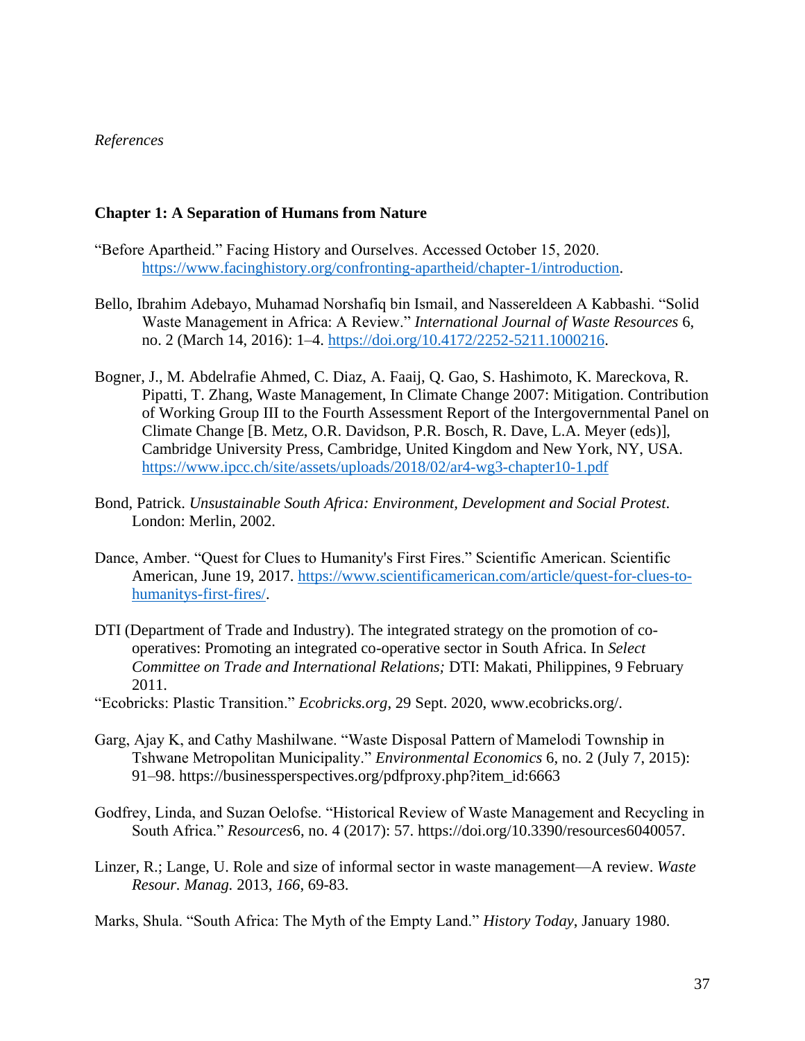*References*

**Chapter 1: A Separation of Humans from Nature**

“Before Apartheid.” Facing History and Ourselves. Accessed October 15, 2020. https://www.facinghistory.org/confronting-apartheid/chapter-1/introduction.

Bello, Ibrahim Adebayo, Muhamad Norshafiq bin Ismail, and Nassereldeen A Kabbashi. “Solid Waste Management in Africa: A Review.” *International Journal of Waste Resources* 6, no. 2 (March 14, 2016): 1–4. https://doi.org/10.4172/2252-5211.1000216.

Bogner, J., M. Abdelrafie Ahmed, C. Diaz, A. Faaij, Q. Gao, S. Hashimoto, K. Mareckova, R. Pipatti, T. Zhang, Waste Management, In Climate Change 2007: Mitigation. Contribution of Working Group III to the Fourth Assessment Report of the Intergovernmental Panel on Climate Change [B. Metz, O.R. Davidson, P.R. Bosch, R. Dave, L.A. Meyer (eds)], Cambridge University Press, Cambridge, United Kingdom and New York, NY, USA. https://www.ipcc.ch/site/assets/uploads/2018/02/ar4-wg3-chapter10-1.pdf

Bond, Patrick. *Unsustainable South Africa: Environment, Development and Social Protest*. London: Merlin, 2002.

Dance, Amber. “Quest for Clues to Humanity's First Fires.” Scientific American. Scientific American, June 19, 2017. https://www.scientificamerican.com/article/quest-for-clues-to-humanitys-first-fires/.

DTI (Department of Trade and Industry). The integrated strategy on the promotion of co-operatives: Promoting an integrated co-operative sector in South Africa. In *Select Committee on Trade and International Relations;* DTI: Makati, Philippines, 9 February 2011.

“Ecobricks: Plastic Transition.” *Ecobricks.org*, 29 Sept. 2020, www.ecobricks.org/.

Garg, Ajay K, and Cathy Mashilwane. “Waste Disposal Pattern of Mamelodi Township in Tshwane Metropolitan Municipality.” *Environmental Economics* 6, no. 2 (July 7, 2015): 91–98. https://businessperspectives.org/pdfproxy.php?item_id:6663

Godfrey, Linda, and Suzan Oelofse. “Historical Review of Waste Management and Recycling in South Africa.” *Resources*6, no. 4 (2017): 57. https://doi.org/10.3390/resources6040057.

Linzer, R.; Lange, U. Role and size of informal sector in waste management—A review. *Waste Resour. Manag.* 2013, *166*, 69-83.

Marks, Shula. “South Africa: The Myth of the Empty Land.” *History Today*, January 1980.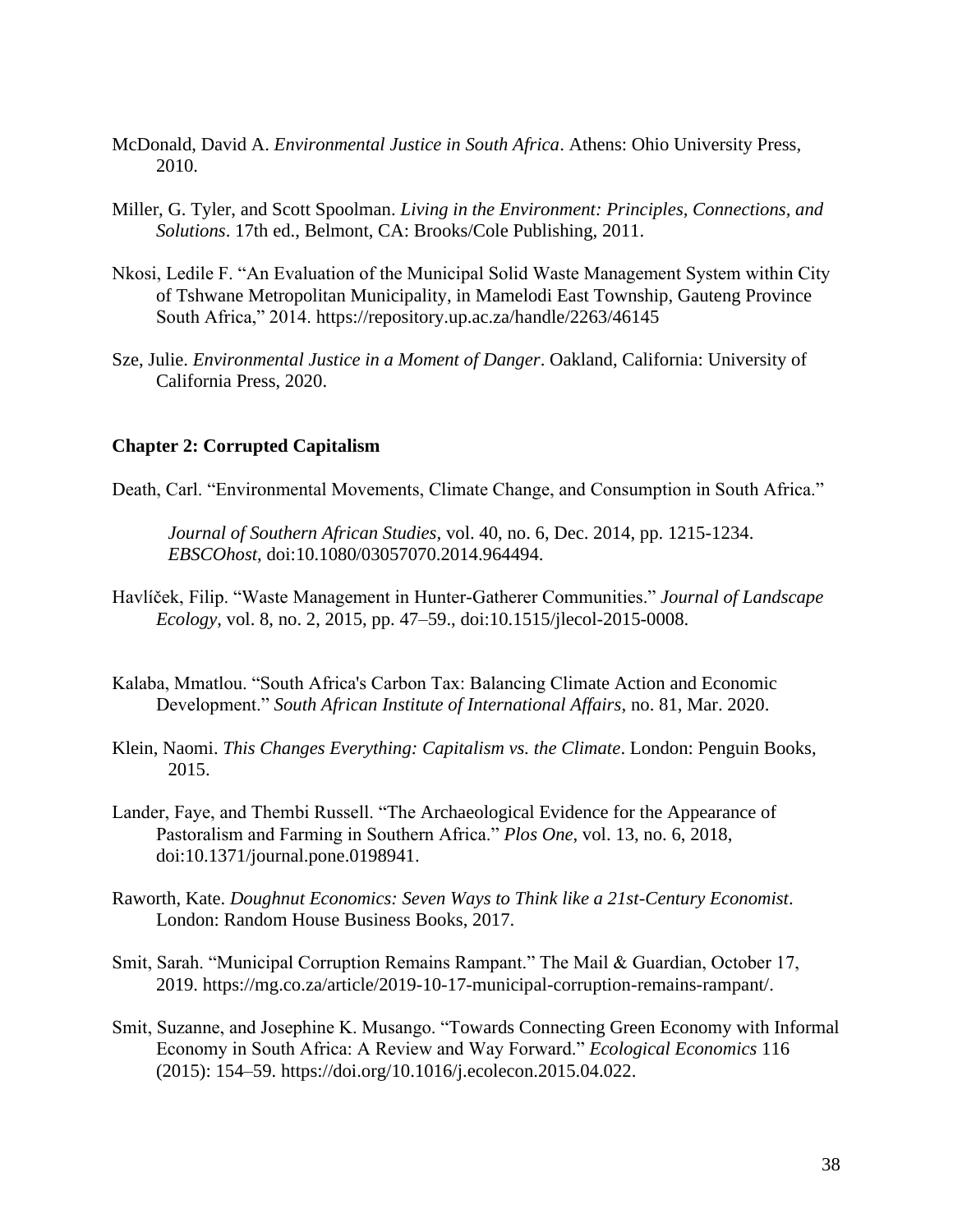McDonald, David A. *Environmental Justice in South Africa*. Athens: Ohio University Press, 2010.

Miller, G. Tyler, and Scott Spoolman. *Living in the Environment: Principles, Connections, and Solutions*. 17th ed., Belmont, CA: Brooks/Cole Publishing, 2011.

Nkosi, Ledile F. "An Evaluation of the Municipal Solid Waste Management System within City of Tshwane Metropolitan Municipality, in Mamelodi East Township, Gauteng Province South Africa," 2014. https://repository.up.ac.za/handle/2263/46145

Sze, Julie. *Environmental Justice in a Moment of Danger*. Oakland, California: University of California Press, 2020.

**Chapter 2: Corrupted Capitalism**

Death, Carl. "Environmental Movements, Climate Change, and Consumption in South Africa." *Journal of Southern African Studies*, vol. 40, no. 6, Dec. 2014, pp. 1215-1234. *EBSCOhost*, doi:10.1080/03057070.2014.964494.

Havlíček, Filip. "Waste Management in Hunter-Gatherer Communities." *Journal of Landscape Ecology*, vol. 8, no. 2, 2015, pp. 47–59., doi:10.1515/jlecol-2015-0008.

Kalaba, Mmatlou. "South Africa's Carbon Tax: Balancing Climate Action and Economic Development." *South African Institute of International Affairs*, no. 81, Mar. 2020.

Klein, Naomi. *This Changes Everything: Capitalism vs. the Climate*. London: Penguin Books, 2015.

Lander, Faye, and Thembi Russell. "The Archaeological Evidence for the Appearance of Pastoralism and Farming in Southern Africa." *Plos One*, vol. 13, no. 6, 2018, doi:10.1371/journal.pone.0198941.

Raworth, Kate. *Doughnut Economics: Seven Ways to Think like a 21st-Century Economist*. London: Random House Business Books, 2017.

Smit, Sarah. "Municipal Corruption Remains Rampant." The Mail & Guardian, October 17, 2019. https://mg.co.za/article/2019-10-17-municipal-corruption-remains-rampant/.

Smit, Suzanne, and Josephine K. Musango. "Towards Connecting Green Economy with Informal Economy in South Africa: A Review and Way Forward." *Ecological Economics* 116 (2015): 154–59. https://doi.org/10.1016/j.ecolecon.2015.04.022.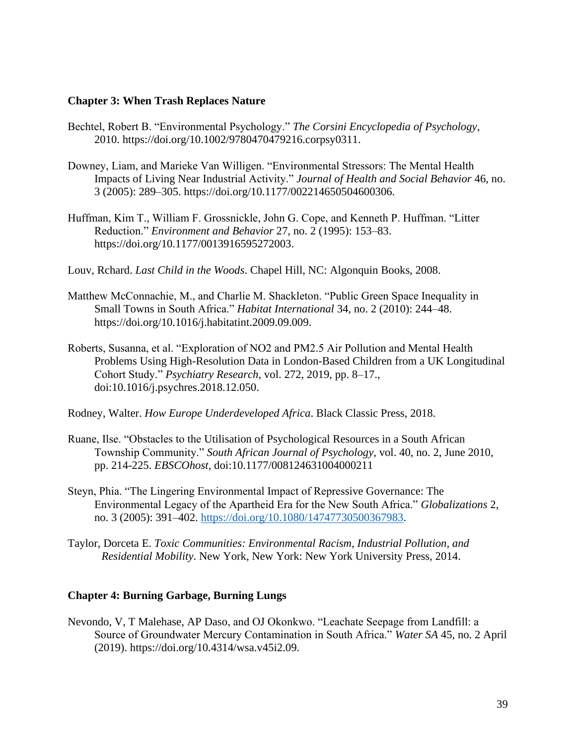**Chapter 3: When Trash Replaces Nature**

Bechtel, Robert B. "Environmental Psychology." *The Corsini Encyclopedia of Psychology*, 2010. https://doi.org/10.1002/9780470479216.corpsy0311.

Downey, Liam, and Marieke Van Willigen. "Environmental Stressors: The Mental Health Impacts of Living Near Industrial Activity." *Journal of Health and Social Behavior* 46, no. 3 (2005): 289–305. https://doi.org/10.1177/002214650504600306.

Huffman, Kim T., William F. Grossnickle, John G. Cope, and Kenneth P. Huffman. "Litter Reduction." *Environment and Behavior* 27, no. 2 (1995): 153–83. https://doi.org/10.1177/0013916595272003.

Louv, Rchard. *Last Child in the Woods*. Chapel Hill, NC: Algonquin Books, 2008.

Matthew McConnachie, M., and Charlie M. Shackleton. "Public Green Space Inequality in Small Towns in South Africa." *Habitat International* 34, no. 2 (2010): 244–48. https://doi.org/10.1016/j.habitatint.2009.09.009.

Roberts, Susanna, et al. "Exploration of NO2 and PM2.5 Air Pollution and Mental Health Problems Using High-Resolution Data in London-Based Children from a UK Longitudinal Cohort Study." *Psychiatry Research*, vol. 272, 2019, pp. 8–17., doi:10.1016/j.psychres.2018.12.050.

Rodney, Walter. *How Europe Underdeveloped Africa*. Black Classic Press, 2018.

Ruane, Ilse. "Obstacles to the Utilisation of Psychological Resources in a South African Township Community." *South African Journal of Psychology*, vol. 40, no. 2, June 2010, pp. 214-225. *EBSCOhost*, doi:10.1177/008124631004000211

Steyn, Phia. "The Lingering Environmental Impact of Repressive Governance: The Environmental Legacy of the Apartheid Era for the New South Africa." *Globalizations* 2, no. 3 (2005): 391–402. https://doi.org/10.1080/14747730500367983.

Taylor, Dorceta E. *Toxic Communities: Environmental Racism, Industrial Pollution, and Residential Mobility*. New York, New York: New York University Press, 2014.

**Chapter 4: Burning Garbage, Burning Lungs**

Nevondo, V, T Malehase, AP Daso, and OJ Okonkwo. "Leachate Seepage from Landfill: a Source of Groundwater Mercury Contamination in South Africa." *Water SA* 45, no. 2 April (2019). https://doi.org/10.4314/wsa.v45i2.09.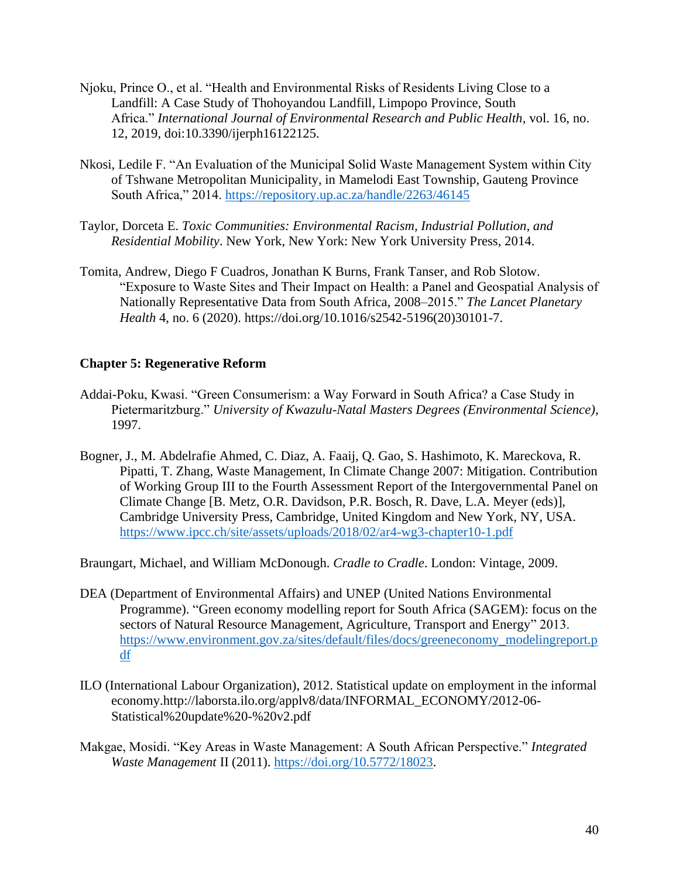Njoku, Prince O., et al. “Health and Environmental Risks of Residents Living Close to a Landfill: A Case Study of Thohoyandou Landfill, Limpopo Province, South Africa.” *International Journal of Environmental Research and Public Health*, vol. 16, no. 12, 2019, doi:10.3390/ijerph16122125.

Nkosi, Ledile F. “An Evaluation of the Municipal Solid Waste Management System within City of Tshwane Metropolitan Municipality, in Mamelodi East Township, Gauteng Province South Africa,” 2014. https://repository.up.ac.za/handle/2263/46145

Taylor, Dorceta E. *Toxic Communities: Environmental Racism, Industrial Pollution, and Residential Mobility*. New York, New York: New York University Press, 2014.

Tomita, Andrew, Diego F Cuadros, Jonathan K Burns, Frank Tanser, and Rob Slotow. “Exposure to Waste Sites and Their Impact on Health: a Panel and Geospatial Analysis of Nationally Representative Data from South Africa, 2008–2015.” *The Lancet Planetary Health* 4, no. 6 (2020). https://doi.org/10.1016/s2542-5196(20)30101-7.

**Chapter 5: Regenerative Reform**

Addai-Poku, Kwasi. “Green Consumerism: a Way Forward in South Africa? a Case Study in Pietermaritzburg.” *University of Kwazulu-Natal Masters Degrees (Environmental Science)*, 1997.

Bogner, J., M. Abdelrafie Ahmed, C. Diaz, A. Faaij, Q. Gao, S. Hashimoto, K. Mareckova, R. Pipatti, T. Zhang, Waste Management, In Climate Change 2007: Mitigation. Contribution of Working Group III to the Fourth Assessment Report of the Intergovernmental Panel on Climate Change [B. Metz, O.R. Davidson, P.R. Bosch, R. Dave, L.A. Meyer (eds)], Cambridge University Press, Cambridge, United Kingdom and New York, NY, USA. https://www.ipcc.ch/site/assets/uploads/2018/02/ar4-wg3-chapter10-1.pdf

Braungart, Michael, and William McDonough. *Cradle to Cradle*. London: Vintage, 2009.

DEA (Department of Environmental Affairs) and UNEP (United Nations Environmental Programme). “Green economy modelling report for South Africa (SAGEM): focus on the sectors of Natural Resource Management, Agriculture, Transport and Energy” 2013. https://www.environment.gov.za/sites/default/files/docs/greeneconomy_modelingreport.pdf

ILO (International Labour Organization), 2012. Statistical update on employment in the informal economy.http://laborsta.ilo.org/applv8/data/INFORMAL_ECONOMY/2012-06-Statistical%20update%20-%20v2.pdf

Makgae, Mosidi. “Key Areas in Waste Management: A South African Perspective.” *Integrated Waste Management* II (2011). https://doi.org/10.5772/18023.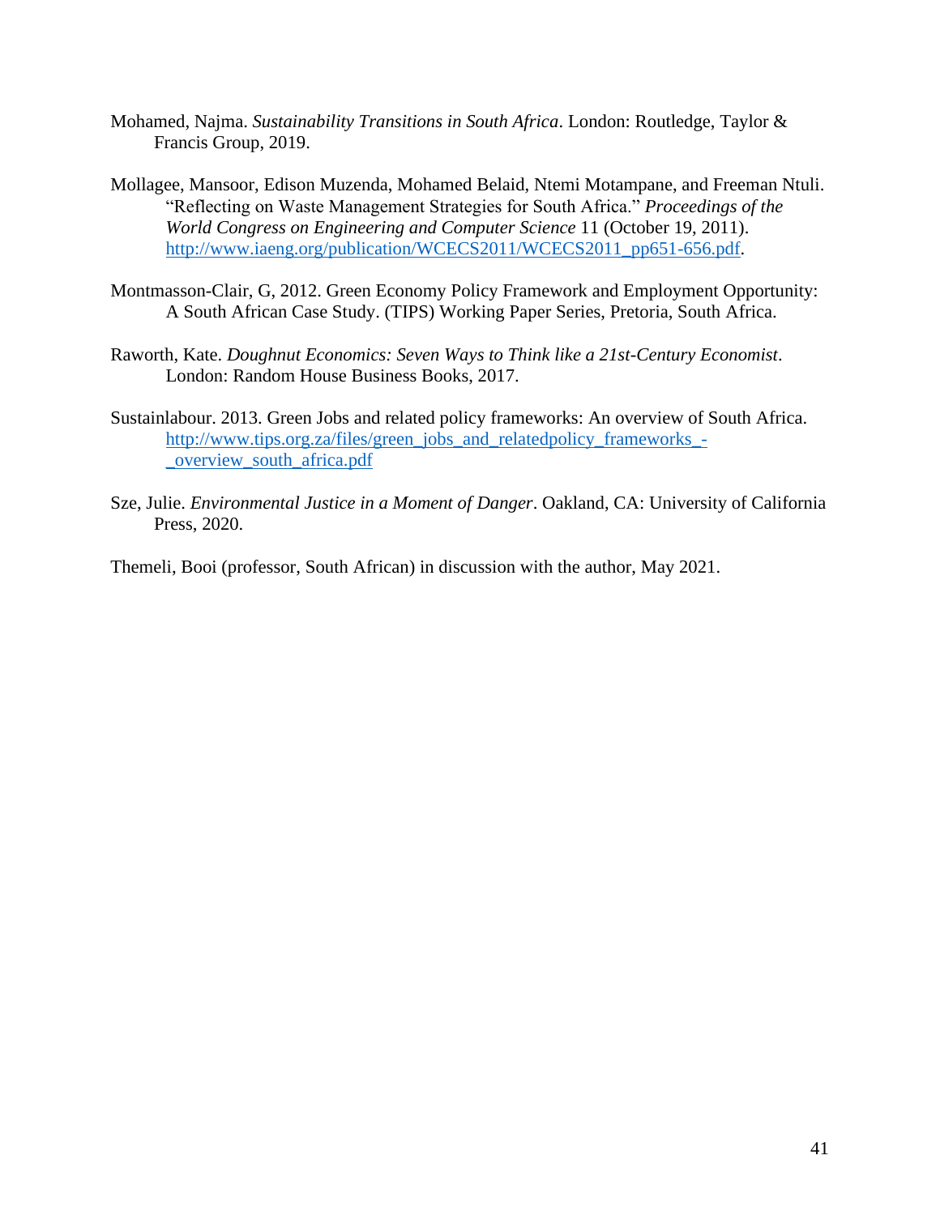Mohamed, Najma. *Sustainability Transitions in South Africa*. London: Routledge, Taylor & Francis Group, 2019.

Mollagee, Mansoor, Edison Muzenda, Mohamed Belaid, Ntemi Motampane, and Freeman Ntuli. "Reflecting on Waste Management Strategies for South Africa." *Proceedings of the World Congress on Engineering and Computer Science* 11 (October 19, 2011). http://www.iaeng.org/publication/WCECS2011/WCECS2011_pp651-656.pdf.

Montmasson-Clair, G, 2012. Green Economy Policy Framework and Employment Opportunity: A South African Case Study. (TIPS) Working Paper Series, Pretoria, South Africa.

Raworth, Kate. *Doughnut Economics: Seven Ways to Think like a 21st-Century Economist*. London: Random House Business Books, 2017.

Sustainlabour. 2013. Green Jobs and related policy frameworks: An overview of South Africa. http://www.tips.org.za/files/green_jobs_and_relatedpolicy_frameworks_-_overview_south_africa.pdf

Sze, Julie. *Environmental Justice in a Moment of Danger*. Oakland, CA: University of California Press, 2020.

Themeli, Booi (professor, South African) in discussion with the author, May 2021.